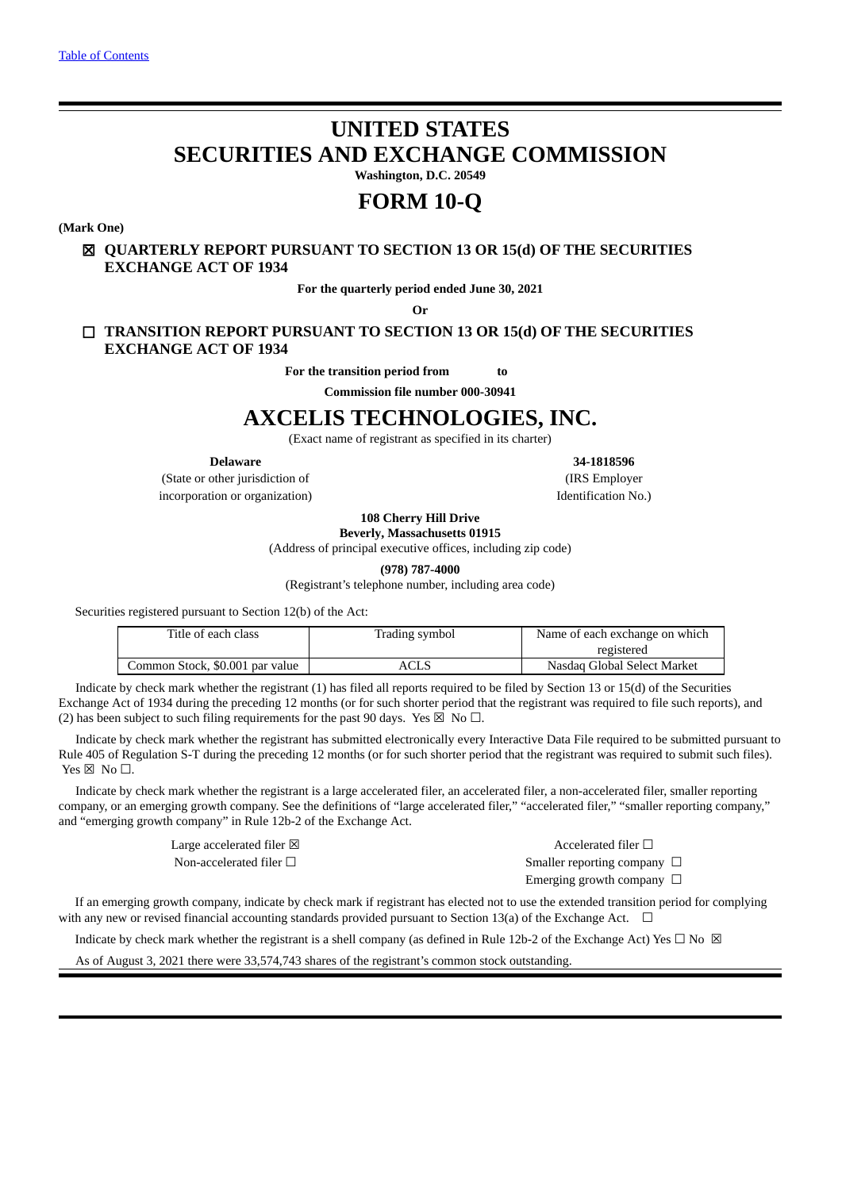Table of Contents

# UNITED STATES
# SECURITIES AND EXCHANGE COMMISSION

**Washington, D.C. 20549**

# FORM 10-Q

**(Mark One)**

☒ **QUARTERLY REPORT PURSUANT TO SECTION 13 OR 15(d) OF THE SECURITIES EXCHANGE ACT OF 1934**

**For the quarterly period ended June 30, 2021**

**Or**

☐ **TRANSITION REPORT PURSUANT TO SECTION 13 OR 15(d) OF THE SECURITIES EXCHANGE ACT OF 1934**

**For the transition period from to**

**Commission file number 000-30941**

# AXCELIS TECHNOLOGIES, INC.

(Exact name of registrant as specified in its charter)

| **Delaware** | **34-1818596** |
|---|---|
| (State or other jurisdiction of incorporation or organization) | (IRS Employer Identification No.) |

**108 Cherry Hill Drive**
**Beverly, Massachusetts 01915**
(Address of principal executive offices, including zip code)

**(978) 787-4000**
(Registrant's telephone number, including area code)

Securities registered pursuant to Section 12(b) of the Act:

| Title of each class | Trading symbol | Name of each exchange on which registered |
|---|---|---|
| Common Stock, $0.001 par value | ACLS | Nasdaq Global Select Market |

Indicate by check mark whether the registrant (1) has filed all reports required to be filed by Section 13 or 15(d) of the Securities Exchange Act of 1934 during the preceding 12 months (or for such shorter period that the registrant was required to file such reports), and (2) has been subject to such filing requirements for the past 90 days. Yes ☒ No ☐.

Indicate by check mark whether the registrant has submitted electronically every Interactive Data File required to be submitted pursuant to Rule 405 of Regulation S-T during the preceding 12 months (or for such shorter period that the registrant was required to submit such files). Yes ☒ No ☐.

Indicate by check mark whether the registrant is a large accelerated filer, an accelerated filer, a non-accelerated filer, smaller reporting company, or an emerging growth company. See the definitions of "large accelerated filer," "accelerated filer," "smaller reporting company," and "emerging growth company" in Rule 12b-2 of the Exchange Act.

| | |
|---|---|
| Large accelerated filer ☒ | Accelerated filer ☐ |
| Non-accelerated filer ☐ | Smaller reporting company ☐ |
| | Emerging growth company ☐ |

If an emerging growth company, indicate by check mark if registrant has elected not to use the extended transition period for complying with any new or revised financial accounting standards provided pursuant to Section 13(a) of the Exchange Act. ☐

Indicate by check mark whether the registrant is a shell company (as defined in Rule 12b-2 of the Exchange Act) Yes ☐ No ☒

As of August 3, 2021 there were 33,574,743 shares of the registrant's common stock outstanding.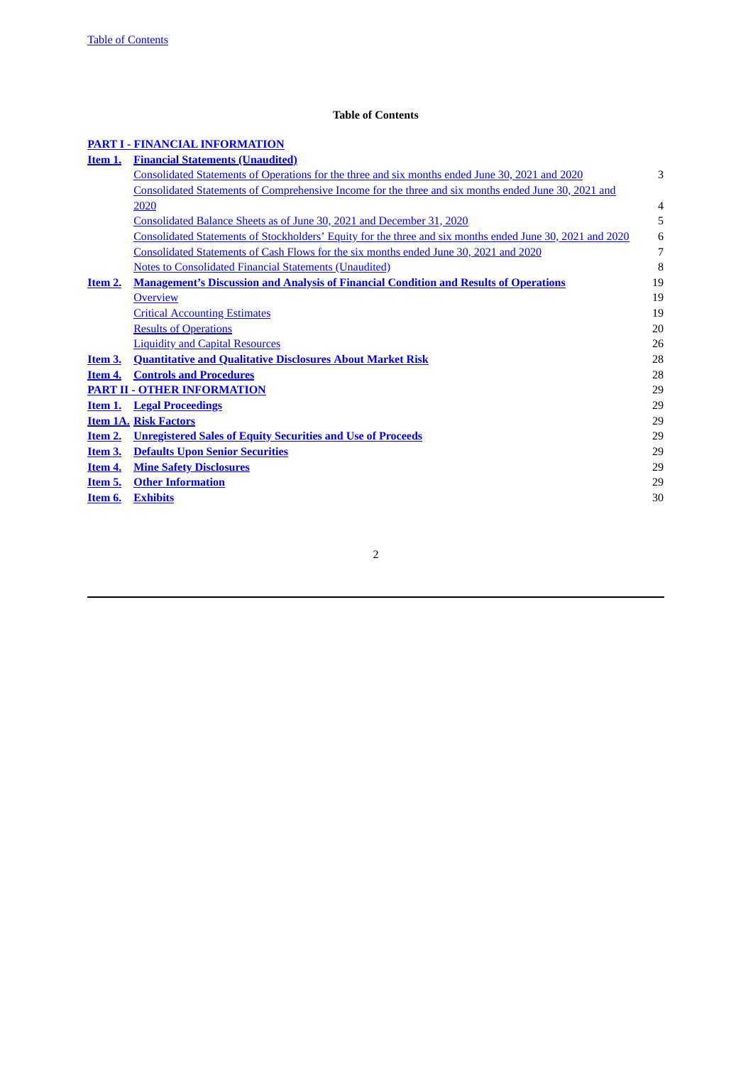## Table of Contents

| | | |
|---|---|---|
| **PART I - FINANCIAL INFORMATION** | | |
| **Item 1.** | **Financial Statements (Unaudited)** | |
| | Consolidated Statements of Operations for the three and six months ended June 30, 2021 and 2020 | 3 |
| | Consolidated Statements of Comprehensive Income for the three and six months ended June 30, 2021 and 2020 | 4 |
| | Consolidated Balance Sheets as of June 30, 2021 and December 31, 2020 | 5 |
| | Consolidated Statements of Stockholders' Equity for the three and six months ended June 30, 2021 and 2020 | 6 |
| | Consolidated Statements of Cash Flows for the six months ended June 30, 2021 and 2020 | 7 |
| | Notes to Consolidated Financial Statements (Unaudited) | 8 |
| **Item 2.** | **Management's Discussion and Analysis of Financial Condition and Results of Operations** | 19 |
| | Overview | 19 |
| | Critical Accounting Estimates | 19 |
| | Results of Operations | 20 |
| | Liquidity and Capital Resources | 26 |
| **Item 3.** | **Quantitative and Qualitative Disclosures About Market Risk** | 28 |
| **Item 4.** | **Controls and Procedures** | 28 |
| **PART II - OTHER INFORMATION** | | 29 |
| **Item 1.** | **Legal Proceedings** | 29 |
| **Item 1A.** | **Risk Factors** | 29 |
| **Item 2.** | **Unregistered Sales of Equity Securities and Use of Proceeds** | 29 |
| **Item 3.** | **Defaults Upon Senior Securities** | 29 |
| **Item 4.** | **Mine Safety Disclosures** | 29 |
| **Item 5.** | **Other Information** | 29 |
| **Item 6.** | **Exhibits** | 30 |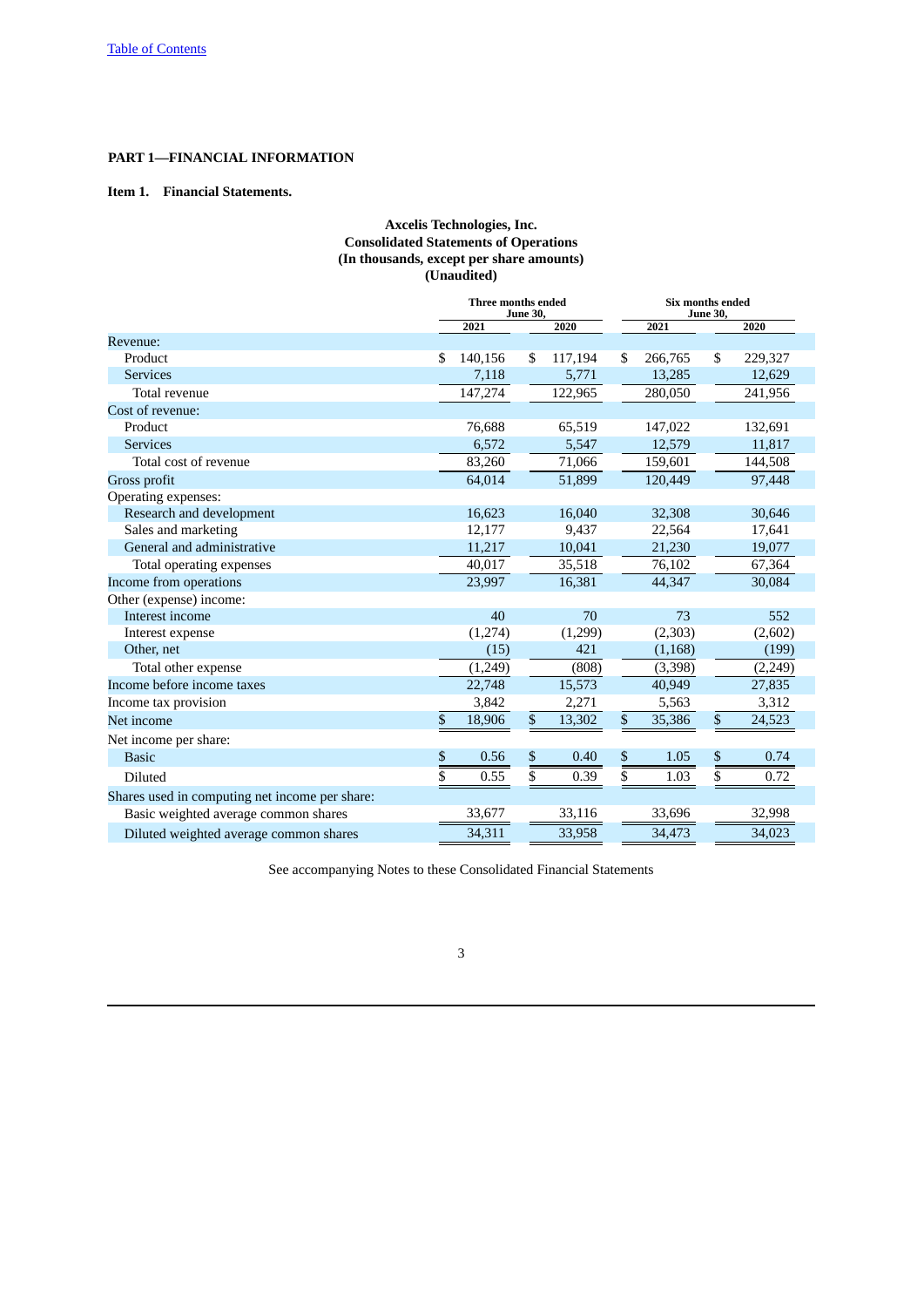[Table of Contents](#)

**PART 1—FINANCIAL INFORMATION**

**Item 1. Financial Statements.**

**Axcelis Technologies, Inc.**
**Consolidated Statements of Operations**
**(In thousands, except per share amounts)**
**(Unaudited)**

| | Three months ended June 30, | | Six months ended June 30, | |
|---|---|---|---|---|
| | 2021 | 2020 | 2021 | 2020 |
| Revenue: | | | | |
| Product | $ 140,156 | $ 117,194 | $ 266,765 | $ 229,327 |
| Services | 7,118 | 5,771 | 13,285 | 12,629 |
| Total revenue | 147,274 | 122,965 | 280,050 | 241,956 |
| Cost of revenue: | | | | |
| Product | 76,688 | 65,519 | 147,022 | 132,691 |
| Services | 6,572 | 5,547 | 12,579 | 11,817 |
| Total cost of revenue | 83,260 | 71,066 | 159,601 | 144,508 |
| Gross profit | 64,014 | 51,899 | 120,449 | 97,448 |
| Operating expenses: | | | | |
| Research and development | 16,623 | 16,040 | 32,308 | 30,646 |
| Sales and marketing | 12,177 | 9,437 | 22,564 | 17,641 |
| General and administrative | 11,217 | 10,041 | 21,230 | 19,077 |
| Total operating expenses | 40,017 | 35,518 | 76,102 | 67,364 |
| Income from operations | 23,997 | 16,381 | 44,347 | 30,084 |
| Other (expense) income: | | | | |
| Interest income | 40 | 70 | 73 | 552 |
| Interest expense | (1,274) | (1,299) | (2,303) | (2,602) |
| Other, net | (15) | 421 | (1,168) | (199) |
| Total other expense | (1,249) | (808) | (3,398) | (2,249) |
| Income before income taxes | 22,748 | 15,573 | 40,949 | 27,835 |
| Income tax provision | 3,842 | 2,271 | 5,563 | 3,312 |
| Net income | $ 18,906 | $ 13,302 | $ 35,386 | $ 24,523 |
| Net income per share: | | | | |
| Basic | $ 0.56 | $ 0.40 | $ 1.05 | $ 0.74 |
| Diluted | $ 0.55 | $ 0.39 | $ 1.03 | $ 0.72 |
| Shares used in computing net income per share: | | | | |
| Basic weighted average common shares | 33,677 | 33,116 | 33,696 | 32,998 |
| Diluted weighted average common shares | 34,311 | 33,958 | 34,473 | 34,023 |

See accompanying Notes to these Consolidated Financial Statements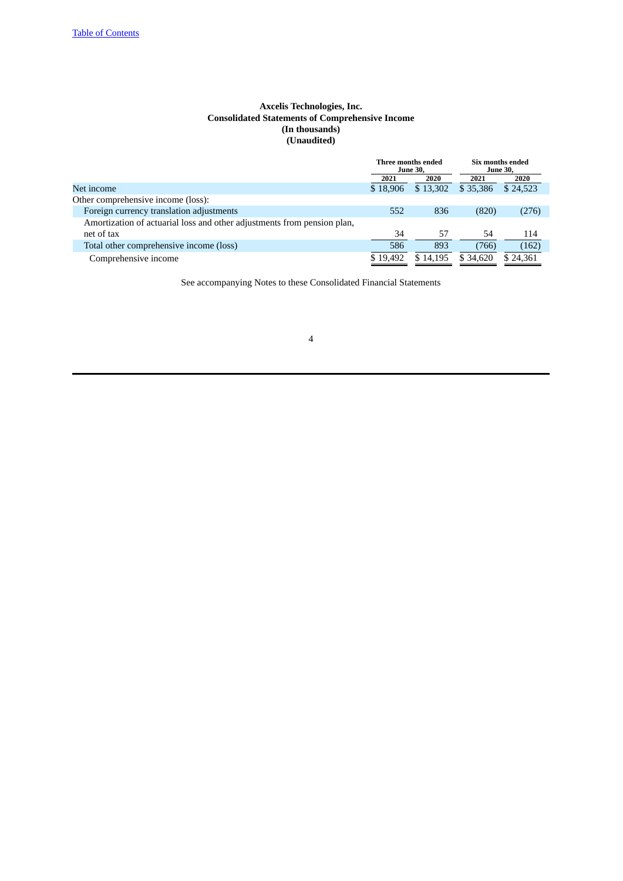[Table of Contents]

**Axcelis Technologies, Inc.**
**Consolidated Statements of Comprehensive Income**
**(In thousands)**
**(Unaudited)**

| | Three months ended June 30, | | Six months ended June 30, | |
|---|---|---|---|---|
| | 2021 | 2020 | 2021 | 2020 |
| Net income | $ 18,906 | $ 13,302 | $ 35,386 | $ 24,523 |
| Other comprehensive income (loss): | | | | |
| Foreign currency translation adjustments | 552 | 836 | (820) | (276) |
| Amortization of actuarial loss and other adjustments from pension plan, net of tax | 34 | 57 | 54 | 114 |
| Total other comprehensive income (loss) | 586 | 893 | (766) | (162) |
| Comprehensive income | $ 19,492 | $ 14,195 | $ 34,620 | $ 24,361 |

See accompanying Notes to these Consolidated Financial Statements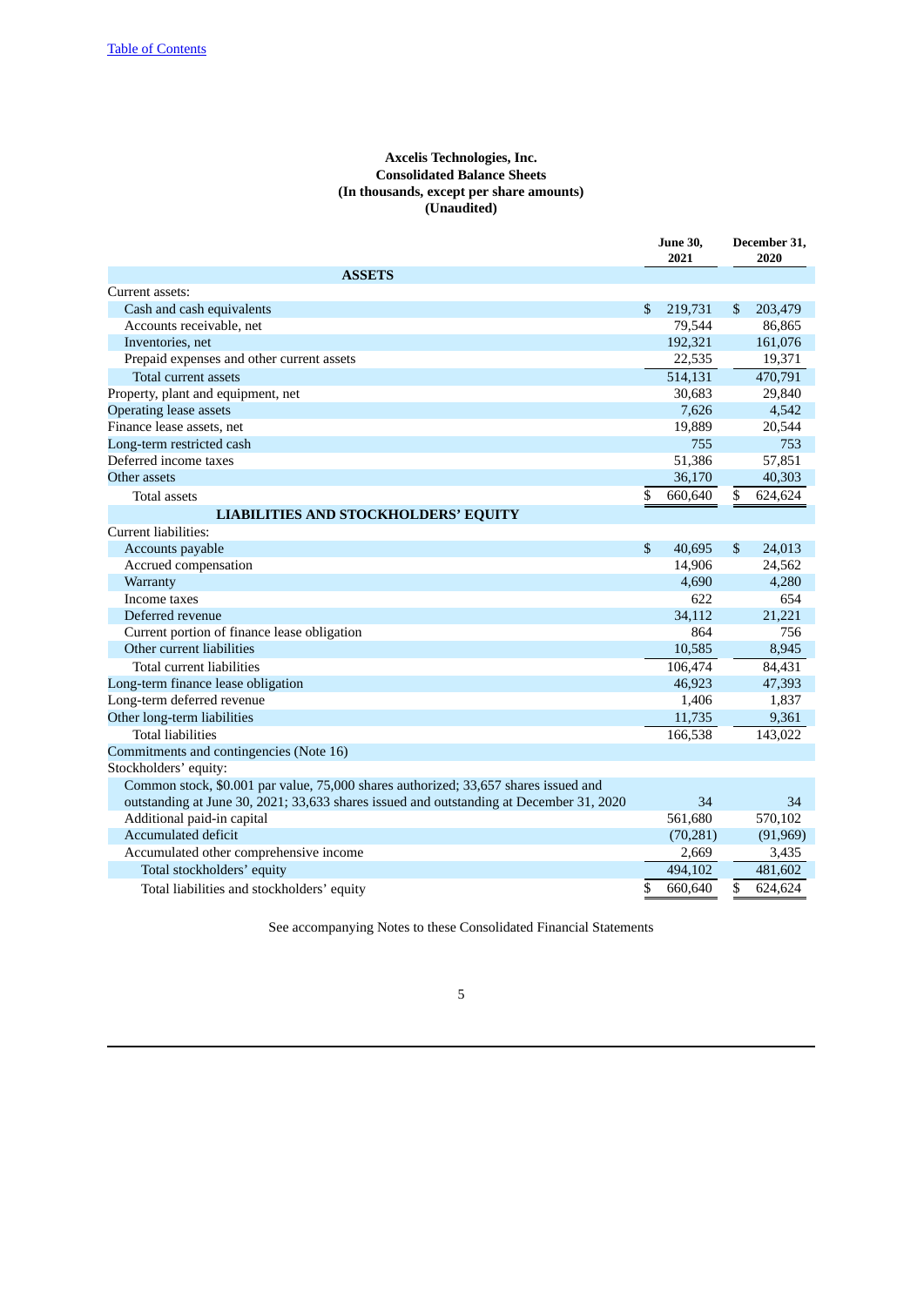Table of Contents

**Axcelis Technologies, Inc.**
**Consolidated Balance Sheets**
**(In thousands, except per share amounts)**
**(Unaudited)**

| | June 30, 2021 | December 31, 2020 |
|---|---|---|
| **ASSETS** | | |
| Current assets: | | |
| Cash and cash equivalents | $ 219,731 | $ 203,479 |
| Accounts receivable, net | 79,544 | 86,865 |
| Inventories, net | 192,321 | 161,076 |
| Prepaid expenses and other current assets | 22,535 | 19,371 |
| Total current assets | 514,131 | 470,791 |
| Property, plant and equipment, net | 30,683 | 29,840 |
| Operating lease assets | 7,626 | 4,542 |
| Finance lease assets, net | 19,889 | 20,544 |
| Long-term restricted cash | 755 | 753 |
| Deferred income taxes | 51,386 | 57,851 |
| Other assets | 36,170 | 40,303 |
| Total assets | $ 660,640 | $ 624,624 |
| **LIABILITIES AND STOCKHOLDERS' EQUITY** | | |
| Current liabilities: | | |
| Accounts payable | $ 40,695 | $ 24,013 |
| Accrued compensation | 14,906 | 24,562 |
| Warranty | 4,690 | 4,280 |
| Income taxes | 622 | 654 |
| Deferred revenue | 34,112 | 21,221 |
| Current portion of finance lease obligation | 864 | 756 |
| Other current liabilities | 10,585 | 8,945 |
| Total current liabilities | 106,474 | 84,431 |
| Long-term finance lease obligation | 46,923 | 47,393 |
| Long-term deferred revenue | 1,406 | 1,837 |
| Other long-term liabilities | 11,735 | 9,361 |
| Total liabilities | 166,538 | 143,022 |
| Commitments and contingencies (Note 16) | | |
| Stockholders' equity: | | |
| Common stock, $0.001 par value, 75,000 shares authorized; 33,657 shares issued and outstanding at June 30, 2021; 33,633 shares issued and outstanding at December 31, 2020 | 34 | 34 |
| Additional paid-in capital | 561,680 | 570,102 |
| Accumulated deficit | (70,281) | (91,969) |
| Accumulated other comprehensive income | 2,669 | 3,435 |
| Total stockholders' equity | 494,102 | 481,602 |
| Total liabilities and stockholders' equity | $ 660,640 | $ 624,624 |

See accompanying Notes to these Consolidated Financial Statements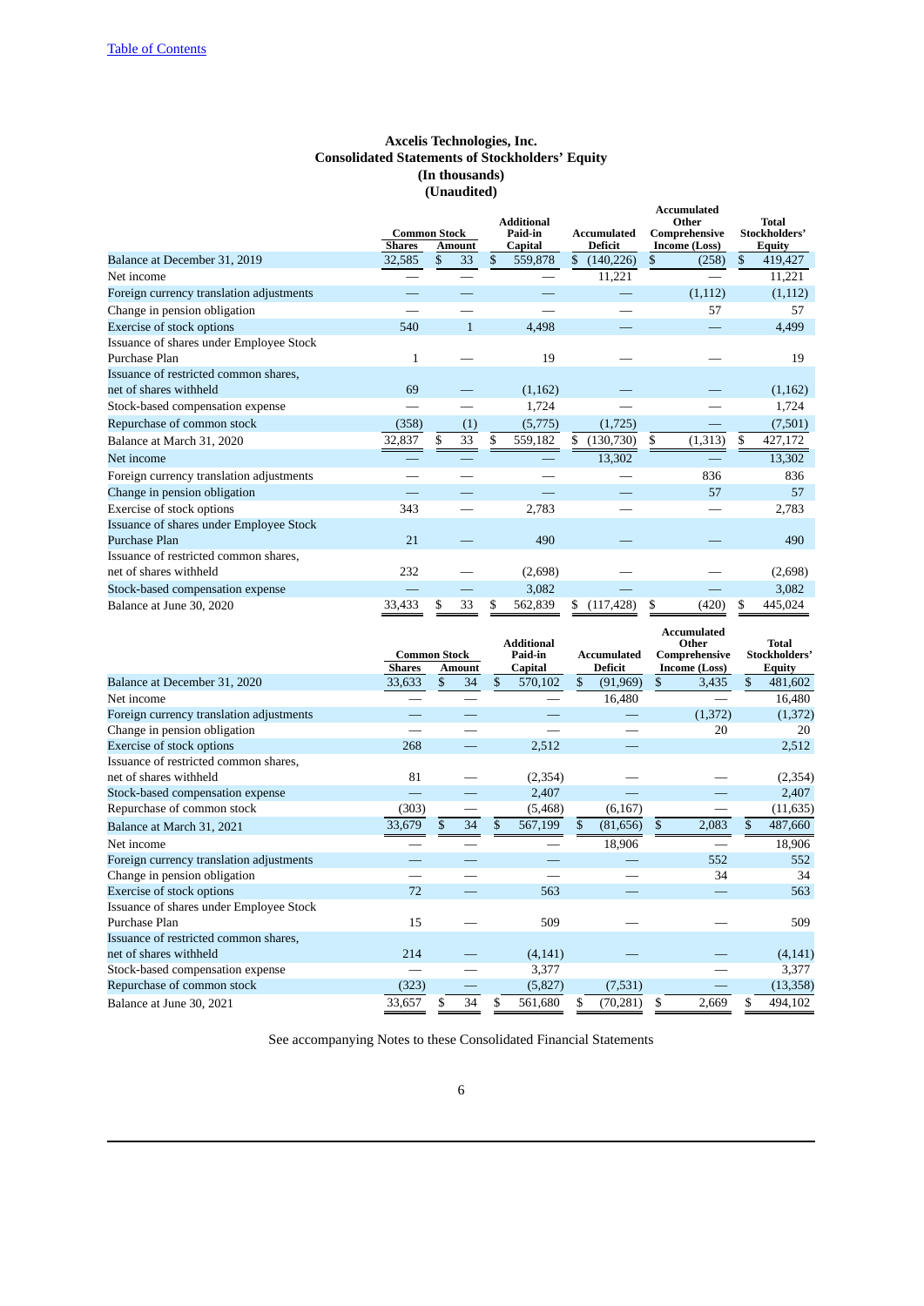[Table of Contents](#)

# Axcelis Technologies, Inc.
## Consolidated Statements of Stockholders' Equity
### (In thousands)
### (Unaudited)

| | Common Stock | | Additional Paid-in | Accumulated | Accumulated Other Comprehensive | Total Stockholders' |
|---|---|---|---|---|---|---|
| | Shares | Amount | Capital | Deficit | Income (Loss) | Equity |
| Balance at December 31, 2019 | 32,585 | $ 33 | $ 559,878 | $ (140,226) | $ (258) | $ 419,427 |
| Net income | — | — | — | 11,221 | — | 11,221 |
| Foreign currency translation adjustments | — | — | — | — | (1,112) | (1,112) |
| Change in pension obligation | — | — | — | — | 57 | 57 |
| Exercise of stock options | 540 | 1 | 4,498 | — | — | 4,499 |
| Issuance of shares under Employee Stock Purchase Plan | 1 | — | 19 | — | — | 19 |
| Issuance of restricted common shares, net of shares withheld | 69 | — | (1,162) | — | — | (1,162) |
| Stock-based compensation expense | — | — | 1,724 | — | — | 1,724 |
| Repurchase of common stock | (358) | (1) | (5,775) | (1,725) | — | (7,501) |
| Balance at March 31, 2020 | 32,837 | $ 33 | $ 559,182 | $ (130,730) | $ (1,313) | $ 427,172 |
| Net income | — | — | — | 13,302 | — | 13,302 |
| Foreign currency translation adjustments | — | — | — | — | 836 | 836 |
| Change in pension obligation | — | — | — | — | 57 | 57 |
| Exercise of stock options | 343 | — | 2,783 | — | — | 2,783 |
| Issuance of shares under Employee Stock Purchase Plan | 21 | — | 490 | — | — | 490 |
| Issuance of restricted common shares, net of shares withheld | 232 | — | (2,698) | — | — | (2,698) |
| Stock-based compensation expense | — | — | 3,082 | — | — | 3,082 |
| Balance at June 30, 2020 | 33,433 | $ 33 | $ 562,839 | $ (117,428) | $ (420) | $ 445,024 |

| | Common Stock | | Additional Paid-in | Accumulated | Accumulated Other Comprehensive | Total Stockholders' |
|---|---|---|---|---|---|---|
| | Shares | Amount | Capital | Deficit | Income (Loss) | Equity |
| Balance at December 31, 2020 | 33,633 | $ 34 | $ 570,102 | $ (91,969) | $ 3,435 | $ 481,602 |
| Net income | — | — | — | 16,480 | — | 16,480 |
| Foreign currency translation adjustments | — | — | — | — | (1,372) | (1,372) |
| Change in pension obligation | — | — | — | — | 20 | 20 |
| Exercise of stock options | 268 | — | 2,512 | — | | 2,512 |
| Issuance of restricted common shares, net of shares withheld | 81 | — | (2,354) | — | — | (2,354) |
| Stock-based compensation expense | — | — | 2,407 | — | — | 2,407 |
| Repurchase of common stock | (303) | — | (5,468) | (6,167) | — | (11,635) |
| Balance at March 31, 2021 | 33,679 | $ 34 | $ 567,199 | $ (81,656) | $ 2,083 | $ 487,660 |
| Net income | — | — | — | 18,906 | — | 18,906 |
| Foreign currency translation adjustments | — | — | — | — | 552 | 552 |
| Change in pension obligation | — | — | — | — | 34 | 34 |
| Exercise of stock options | 72 | — | 563 | — | — | 563 |
| Issuance of shares under Employee Stock Purchase Plan | 15 | — | 509 | — | — | 509 |
| Issuance of restricted common shares, net of shares withheld | 214 | — | (4,141) | — | — | (4,141) |
| Stock-based compensation expense | — | — | 3,377 | | — | 3,377 |
| Repurchase of common stock | (323) | — | (5,827) | (7,531) | — | (13,358) |
| Balance at June 30, 2021 | 33,657 | $ 34 | $ 561,680 | $ (70,281) | $ 2,669 | $ 494,102 |

See accompanying Notes to these Consolidated Financial Statements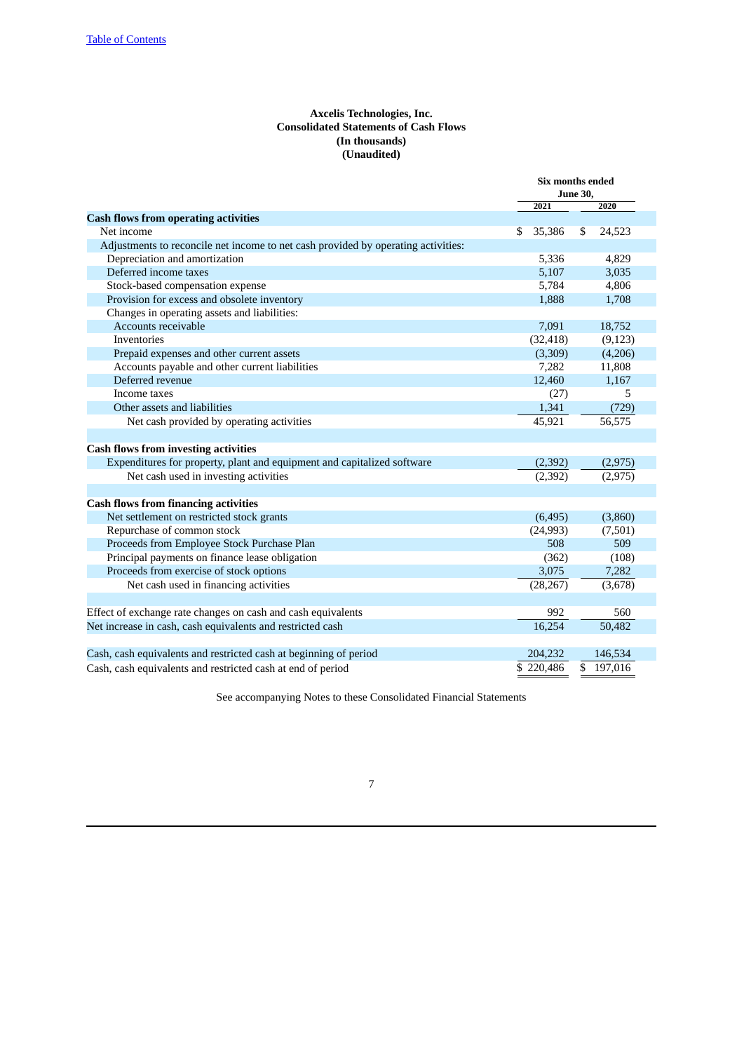Table of Contents

**Axcelis Technologies, Inc.**
**Consolidated Statements of Cash Flows**
**(In thousands)**
**(Unaudited)**

| | Six months ended June 30, | |
|---|---|---|
| | 2021 | 2020 |
| **Cash flows from operating activities** | | |
| Net income | $ 35,386 | $ 24,523 |
| Adjustments to reconcile net income to net cash provided by operating activities: | | |
| Depreciation and amortization | 5,336 | 4,829 |
| Deferred income taxes | 5,107 | 3,035 |
| Stock-based compensation expense | 5,784 | 4,806 |
| Provision for excess and obsolete inventory | 1,888 | 1,708 |
| Changes in operating assets and liabilities: | | |
| Accounts receivable | 7,091 | 18,752 |
| Inventories | (32,418) | (9,123) |
| Prepaid expenses and other current assets | (3,309) | (4,206) |
| Accounts payable and other current liabilities | 7,282 | 11,808 |
| Deferred revenue | 12,460 | 1,167 |
| Income taxes | (27) | 5 |
| Other assets and liabilities | 1,341 | (729) |
| Net cash provided by operating activities | 45,921 | 56,575 |
| | | |
| **Cash flows from investing activities** | | |
| Expenditures for property, plant and equipment and capitalized software | (2,392) | (2,975) |
| Net cash used in investing activities | (2,392) | (2,975) |
| | | |
| **Cash flows from financing activities** | | |
| Net settlement on restricted stock grants | (6,495) | (3,860) |
| Repurchase of common stock | (24,993) | (7,501) |
| Proceeds from Employee Stock Purchase Plan | 508 | 509 |
| Principal payments on finance lease obligation | (362) | (108) |
| Proceeds from exercise of stock options | 3,075 | 7,282 |
| Net cash used in financing activities | (28,267) | (3,678) |
| | | |
| Effect of exchange rate changes on cash and cash equivalents | 992 | 560 |
| Net increase in cash, cash equivalents and restricted cash | 16,254 | 50,482 |
| | | |
| Cash, cash equivalents and restricted cash at beginning of period | 204,232 | 146,534 |
| Cash, cash equivalents and restricted cash at end of period | $ 220,486 | $ 197,016 |

See accompanying Notes to these Consolidated Financial Statements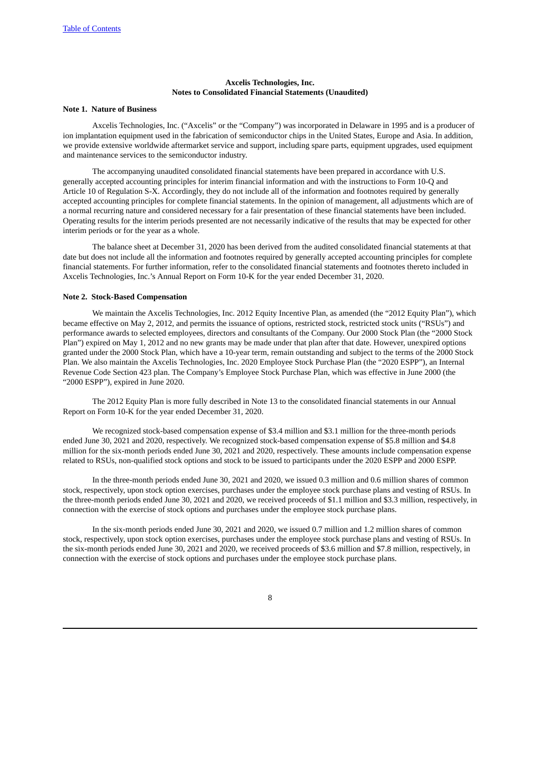**Axcelis Technologies, Inc.**
**Notes to Consolidated Financial Statements (Unaudited)**

**Note 1. Nature of Business**

Axcelis Technologies, Inc. ("Axcelis" or the "Company") was incorporated in Delaware in 1995 and is a producer of ion implantation equipment used in the fabrication of semiconductor chips in the United States, Europe and Asia. In addition, we provide extensive worldwide aftermarket service and support, including spare parts, equipment upgrades, used equipment and maintenance services to the semiconductor industry.

The accompanying unaudited consolidated financial statements have been prepared in accordance with U.S. generally accepted accounting principles for interim financial information and with the instructions to Form 10-Q and Article 10 of Regulation S-X. Accordingly, they do not include all of the information and footnotes required by generally accepted accounting principles for complete financial statements. In the opinion of management, all adjustments which are of a normal recurring nature and considered necessary for a fair presentation of these financial statements have been included. Operating results for the interim periods presented are not necessarily indicative of the results that may be expected for other interim periods or for the year as a whole.

The balance sheet at December 31, 2020 has been derived from the audited consolidated financial statements at that date but does not include all the information and footnotes required by generally accepted accounting principles for complete financial statements. For further information, refer to the consolidated financial statements and footnotes thereto included in Axcelis Technologies, Inc.'s Annual Report on Form 10-K for the year ended December 31, 2020.

**Note 2. Stock-Based Compensation**

We maintain the Axcelis Technologies, Inc. 2012 Equity Incentive Plan, as amended (the "2012 Equity Plan"), which became effective on May 2, 2012, and permits the issuance of options, restricted stock, restricted stock units ("RSUs") and performance awards to selected employees, directors and consultants of the Company. Our 2000 Stock Plan (the "2000 Stock Plan") expired on May 1, 2012 and no new grants may be made under that plan after that date. However, unexpired options granted under the 2000 Stock Plan, which have a 10-year term, remain outstanding and subject to the terms of the 2000 Stock Plan. We also maintain the Axcelis Technologies, Inc. 2020 Employee Stock Purchase Plan (the "2020 ESPP"), an Internal Revenue Code Section 423 plan. The Company's Employee Stock Purchase Plan, which was effective in June 2000 (the "2000 ESPP"), expired in June 2020.

The 2012 Equity Plan is more fully described in Note 13 to the consolidated financial statements in our Annual Report on Form 10-K for the year ended December 31, 2020.

We recognized stock-based compensation expense of $3.4 million and $3.1 million for the three-month periods ended June 30, 2021 and 2020, respectively. We recognized stock-based compensation expense of $5.8 million and $4.8 million for the six-month periods ended June 30, 2021 and 2020, respectively. These amounts include compensation expense related to RSUs, non-qualified stock options and stock to be issued to participants under the 2020 ESPP and 2000 ESPP.

In the three-month periods ended June 30, 2021 and 2020, we issued 0.3 million and 0.6 million shares of common stock, respectively, upon stock option exercises, purchases under the employee stock purchase plans and vesting of RSUs. In the three-month periods ended June 30, 2021 and 2020, we received proceeds of $1.1 million and $3.3 million, respectively, in connection with the exercise of stock options and purchases under the employee stock purchase plans.

In the six-month periods ended June 30, 2021 and 2020, we issued 0.7 million and 1.2 million shares of common stock, respectively, upon stock option exercises, purchases under the employee stock purchase plans and vesting of RSUs. In the six-month periods ended June 30, 2021 and 2020, we received proceeds of $3.6 million and $7.8 million, respectively, in connection with the exercise of stock options and purchases under the employee stock purchase plans.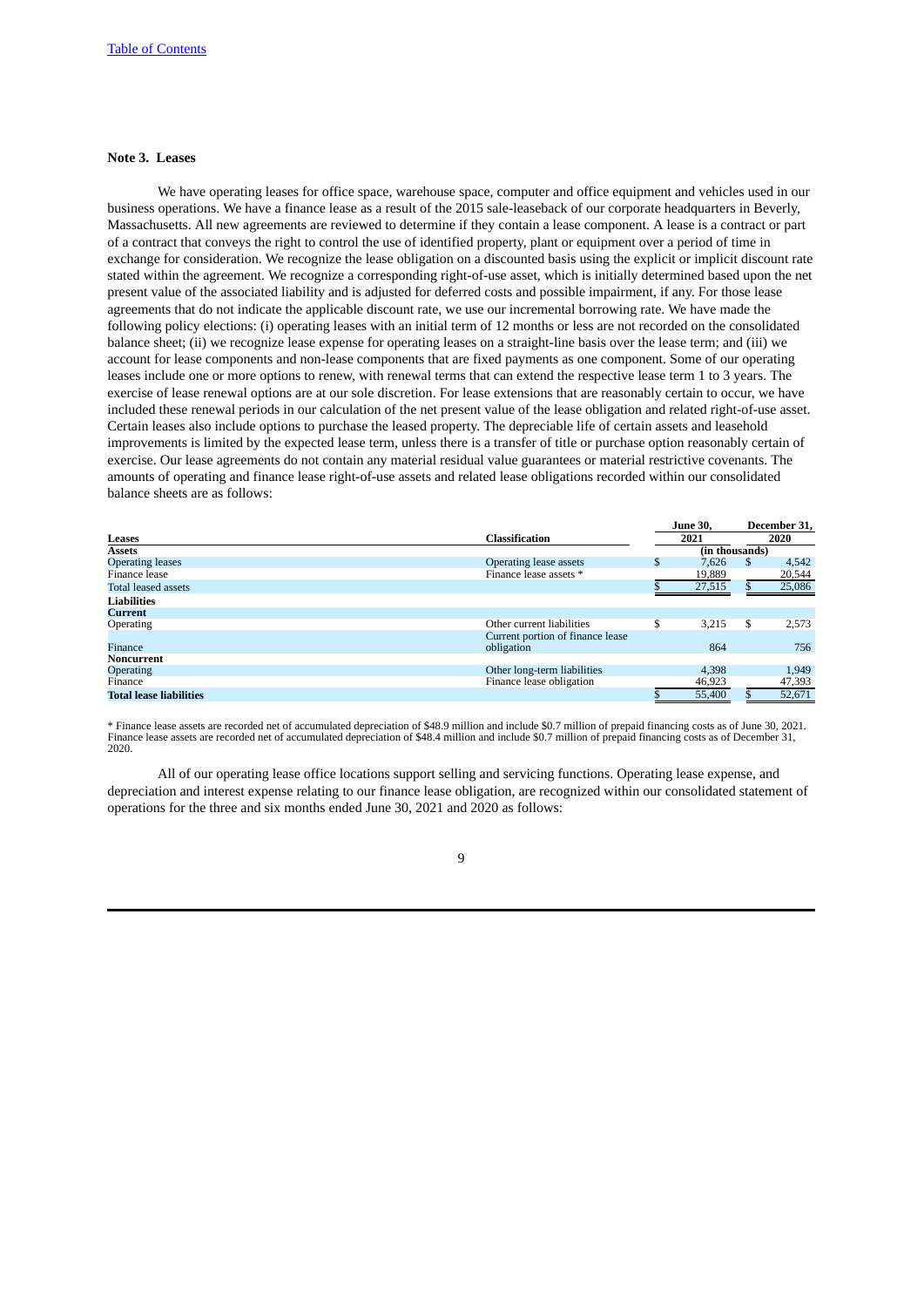### Note 3. Leases

We have operating leases for office space, warehouse space, computer and office equipment and vehicles used in our business operations. We have a finance lease as a result of the 2015 sale-leaseback of our corporate headquarters in Beverly, Massachusetts. All new agreements are reviewed to determine if they contain a lease component. A lease is a contract or part of a contract that conveys the right to control the use of identified property, plant or equipment over a period of time in exchange for consideration. We recognize the lease obligation on a discounted basis using the explicit or implicit discount rate stated within the agreement. We recognize a corresponding right-of-use asset, which is initially determined based upon the net present value of the associated liability and is adjusted for deferred costs and possible impairment, if any. For those lease agreements that do not indicate the applicable discount rate, we use our incremental borrowing rate. We have made the following policy elections: (i) operating leases with an initial term of 12 months or less are not recorded on the consolidated balance sheet; (ii) we recognize lease expense for operating leases on a straight-line basis over the lease term; and (iii) we account for lease components and non-lease components that are fixed payments as one component. Some of our operating leases include one or more options to renew, with renewal terms that can extend the respective lease term 1 to 3 years. The exercise of lease renewal options are at our sole discretion. For lease extensions that are reasonably certain to occur, we have included these renewal periods in our calculation of the net present value of the lease obligation and related right-of-use asset. Certain leases also include options to purchase the leased property. The depreciable life of certain assets and leasehold improvements is limited by the expected lease term, unless there is a transfer of title or purchase option reasonably certain of exercise. Our lease agreements do not contain any material residual value guarantees or material restrictive covenants. The amounts of operating and finance lease right-of-use assets and related lease obligations recorded within our consolidated balance sheets are as follows:

| Leases | Classification | June 30, 2021 | December 31, 2020 |
|---|---|---|---|
| **Assets** | | (in thousands) | |
| Operating leases | Operating lease assets | $ 7,626 | $ 4,542 |
| Finance lease | Finance lease assets * | 19,889 | 20,544 |
| Total leased assets | | $ 27,515 | $ 25,086 |
| **Liabilities** | | | |
| **Current** | | | |
| Operating | Other current liabilities | $ 3,215 | $ 2,573 |
| Finance | Current portion of finance lease obligation | 864 | 756 |
| **Noncurrent** | | | |
| Operating | Other long-term liabilities | 4,398 | 1,949 |
| Finance | Finance lease obligation | 46,923 | 47,393 |
| **Total lease liabilities** | | $ 55,400 | $ 52,671 |

\* Finance lease assets are recorded net of accumulated depreciation of $48.9 million and include $0.7 million of prepaid financing costs as of June 30, 2021. Finance lease assets are recorded net of accumulated depreciation of $48.4 million and include $0.7 million of prepaid financing costs as of December 31, 2020.

All of our operating lease office locations support selling and servicing functions. Operating lease expense, and depreciation and interest expense relating to our finance lease obligation, are recognized within our consolidated statement of operations for the three and six months ended June 30, 2021 and 2020 as follows: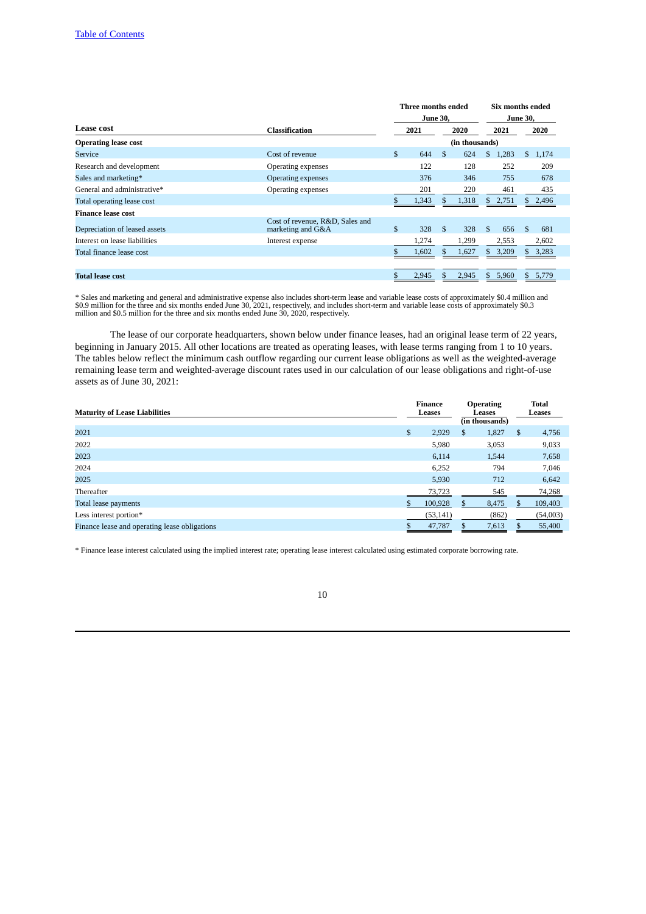| Lease cost | Classification | Three months ended June 30, | | Six months ended June 30, | |
|---|---|---|---|---|---|
| | | 2021 | 2020 | 2021 | 2020 |
| **Operating lease cost** | | (in thousands) | | | |
| Service | Cost of revenue | $ 644 | $ 624 | $ 1,283 | $ 1,174 |
| Research and development | Operating expenses | 122 | 128 | 252 | 209 |
| Sales and marketing* | Operating expenses | 376 | 346 | 755 | 678 |
| General and administrative* | Operating expenses | 201 | 220 | 461 | 435 |
| Total operating lease cost | | $ 1,343 | $ 1,318 | $ 2,751 | $ 2,496 |
| **Finance lease cost** | | | | | |
| Depreciation of leased assets | Cost of revenue, R&D, Sales and marketing and G&A | $ 328 | $ 328 | $ 656 | $ 681 |
| Interest on lease liabilities | Interest expense | 1,274 | 1,299 | 2,553 | 2,602 |
| Total finance lease cost | | $ 1,602 | $ 1,627 | $ 3,209 | $ 3,283 |
| | | | | | |
| **Total lease cost** | | $ 2,945 | $ 2,945 | $ 5,960 | $ 5,779 |

* Sales and marketing and general and administrative expense also includes short-term lease and variable lease costs of approximately $0.4 million and $0.9 million for the three and six months ended June 30, 2021, respectively, and includes short-term and variable lease costs of approximately $0.3 million and $0.5 million for the three and six months ended June 30, 2020, respectively.

The lease of our corporate headquarters, shown below under finance leases, had an original lease term of 22 years, beginning in January 2015. All other locations are treated as operating leases, with lease terms ranging from 1 to 10 years. The tables below reflect the minimum cash outflow regarding our current lease obligations as well as the weighted-average remaining lease term and weighted-average discount rates used in our calculation of our lease obligations and right-of-use assets as of June 30, 2021:

| Maturity of Lease Liabilities | Finance Leases | Operating Leases | Total Leases |
|---|---|---|---|
| | | (in thousands) | |
| 2021 | $ 2,929 | $ 1,827 | $ 4,756 |
| 2022 | 5,980 | 3,053 | 9,033 |
| 2023 | 6,114 | 1,544 | 7,658 |
| 2024 | 6,252 | 794 | 7,046 |
| 2025 | 5,930 | 712 | 6,642 |
| Thereafter | 73,723 | 545 | 74,268 |
| Total lease payments | $ 100,928 | $ 8,475 | $ 109,403 |
| Less interest portion* | (53,141) | (862) | (54,003) |
| Finance lease and operating lease obligations | $ 47,787 | $ 7,613 | $ 55,400 |

* Finance lease interest calculated using the implied interest rate; operating lease interest calculated using estimated corporate borrowing rate.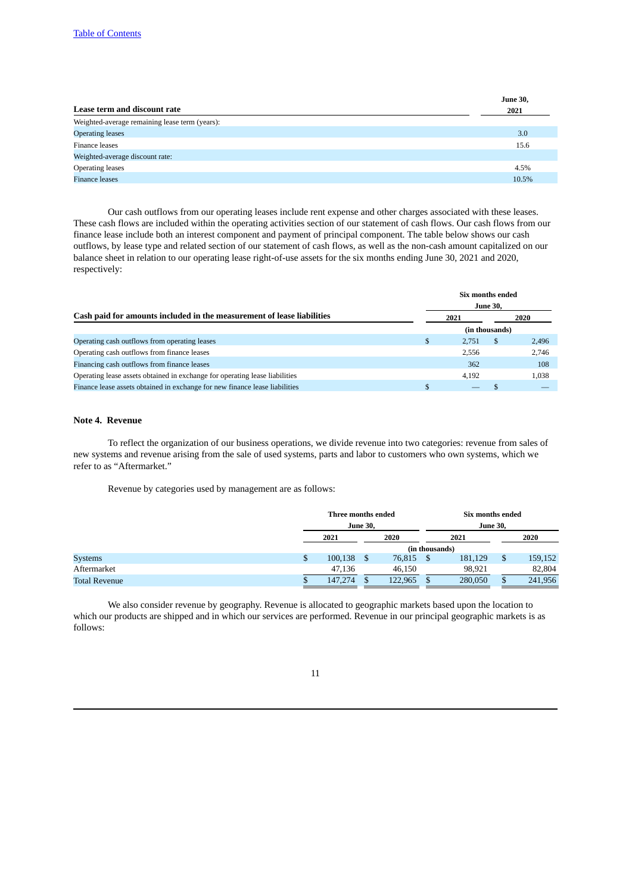| Lease term and discount rate | June 30, 2021 |
|---|---|
| Weighted-average remaining lease term (years): | |
| Operating leases | 3.0 |
| Finance leases | 15.6 |
| Weighted-average discount rate: | |
| Operating leases | 4.5% |
| Finance leases | 10.5% |

Our cash outflows from our operating leases include rent expense and other charges associated with these leases. These cash flows are included within the operating activities section of our statement of cash flows. Our cash flows from our finance lease include both an interest component and payment of principal component. The table below shows our cash outflows, by lease type and related section of our statement of cash flows, as well as the non-cash amount capitalized on our balance sheet in relation to our operating lease right-of-use assets for the six months ending June 30, 2021 and 2020, respectively:

| Cash paid for amounts included in the measurement of lease liabilities | Six months ended June 30, 2021 | Six months ended June 30, 2020 |
|---|---|---|
| | (in thousands) | |
| Operating cash outflows from operating leases | $ 2,751 | $ 2,496 |
| Operating cash outflows from finance leases | 2,556 | 2,746 |
| Financing cash outflows from finance leases | 362 | 108 |
| Operating lease assets obtained in exchange for operating lease liabilities | 4,192 | 1,038 |
| Finance lease assets obtained in exchange for new finance lease liabilities | $ — | $ — |

**Note 4. Revenue**

To reflect the organization of our business operations, we divide revenue into two categories: revenue from sales of new systems and revenue arising from the sale of used systems, parts and labor to customers who own systems, which we refer to as "Aftermarket."

Revenue by categories used by management are as follows:

| | Three months ended June 30, | | Six months ended June 30, | |
|---|---|---|---|---|
| | 2021 | 2020 | 2021 | 2020 |
| | (in thousands) | | | |
| Systems | $ 100,138 | $ 76,815 | $ 181,129 | $ 159,152 |
| Aftermarket | 47,136 | 46,150 | 98,921 | 82,804 |
| Total Revenue | $ 147,274 | $ 122,965 | $ 280,050 | $ 241,956 |

We also consider revenue by geography. Revenue is allocated to geographic markets based upon the location to which our products are shipped and in which our services are performed. Revenue in our principal geographic markets is as follows: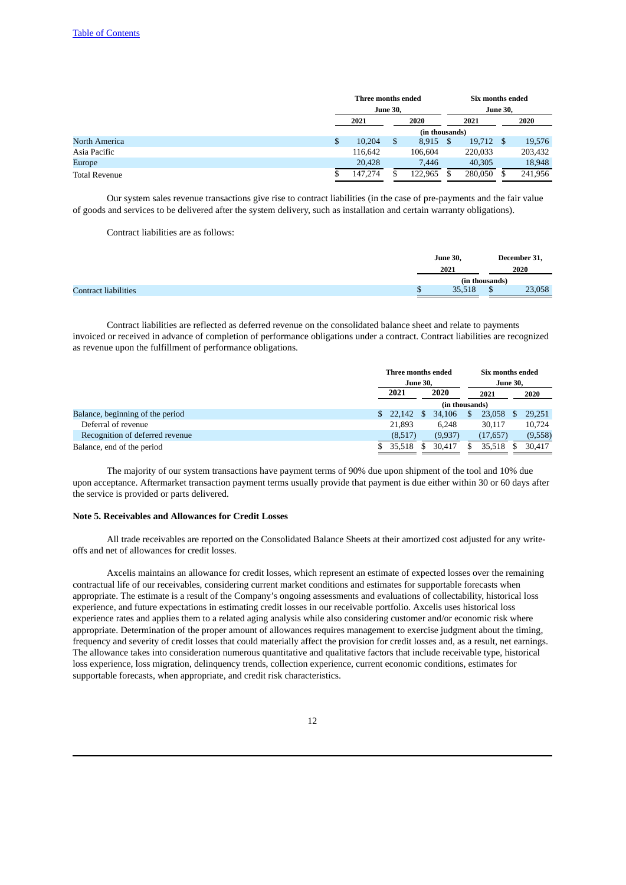| | Three months ended June 30, | | Six months ended June 30, | |
|---|---|---|---|---|
| | 2021 | 2020 | 2021 | 2020 |
| | (in thousands) | | | |
| North America | $ 10,204 | $ 8,915 | $ 19,712 | $ 19,576 |
| Asia Pacific | 116,642 | 106,604 | 220,033 | 203,432 |
| Europe | 20,428 | 7,446 | 40,305 | 18,948 |
| Total Revenue | $ 147,274 | $ 122,965 | $ 280,050 | $ 241,956 |

Our system sales revenue transactions give rise to contract liabilities (in the case of pre-payments and the fair value of goods and services to be delivered after the system delivery, such as installation and certain warranty obligations).

Contract liabilities are as follows:

| | June 30, 2021 | December 31, 2020 |
|---|---|---|
| | (in thousands) | |
| Contract liabilities | $ 35,518 | $ 23,058 |

Contract liabilities are reflected as deferred revenue on the consolidated balance sheet and relate to payments invoiced or received in advance of completion of performance obligations under a contract. Contract liabilities are recognized as revenue upon the fulfillment of performance obligations.

| | Three months ended June 30, | | Six months ended June 30, | |
|---|---|---|---|---|
| | 2021 | 2020 | 2021 | 2020 |
| | (in thousands) | | | |
| Balance, beginning of the period | $ 22,142 | $ 34,106 | $ 23,058 | $ 29,251 |
| Deferral of revenue | 21,893 | 6,248 | 30,117 | 10,724 |
| Recognition of deferred revenue | (8,517) | (9,937) | (17,657) | (9,558) |
| Balance, end of the period | $ 35,518 | $ 30,417 | $ 35,518 | $ 30,417 |

The majority of our system transactions have payment terms of 90% due upon shipment of the tool and 10% due upon acceptance. Aftermarket transaction payment terms usually provide that payment is due either within 30 or 60 days after the service is provided or parts delivered.

### Note 5. Receivables and Allowances for Credit Losses

All trade receivables are reported on the Consolidated Balance Sheets at their amortized cost adjusted for any write-offs and net of allowances for credit losses.

Axcelis maintains an allowance for credit losses, which represent an estimate of expected losses over the remaining contractual life of our receivables, considering current market conditions and estimates for supportable forecasts when appropriate. The estimate is a result of the Company's ongoing assessments and evaluations of collectability, historical loss experience, and future expectations in estimating credit losses in our receivable portfolio. Axcelis uses historical loss experience rates and applies them to a related aging analysis while also considering customer and/or economic risk where appropriate. Determination of the proper amount of allowances requires management to exercise judgment about the timing, frequency and severity of credit losses that could materially affect the provision for credit losses and, as a result, net earnings. The allowance takes into consideration numerous quantitative and qualitative factors that include receivable type, historical loss experience, loss migration, delinquency trends, collection experience, current economic conditions, estimates for supportable forecasts, when appropriate, and credit risk characteristics.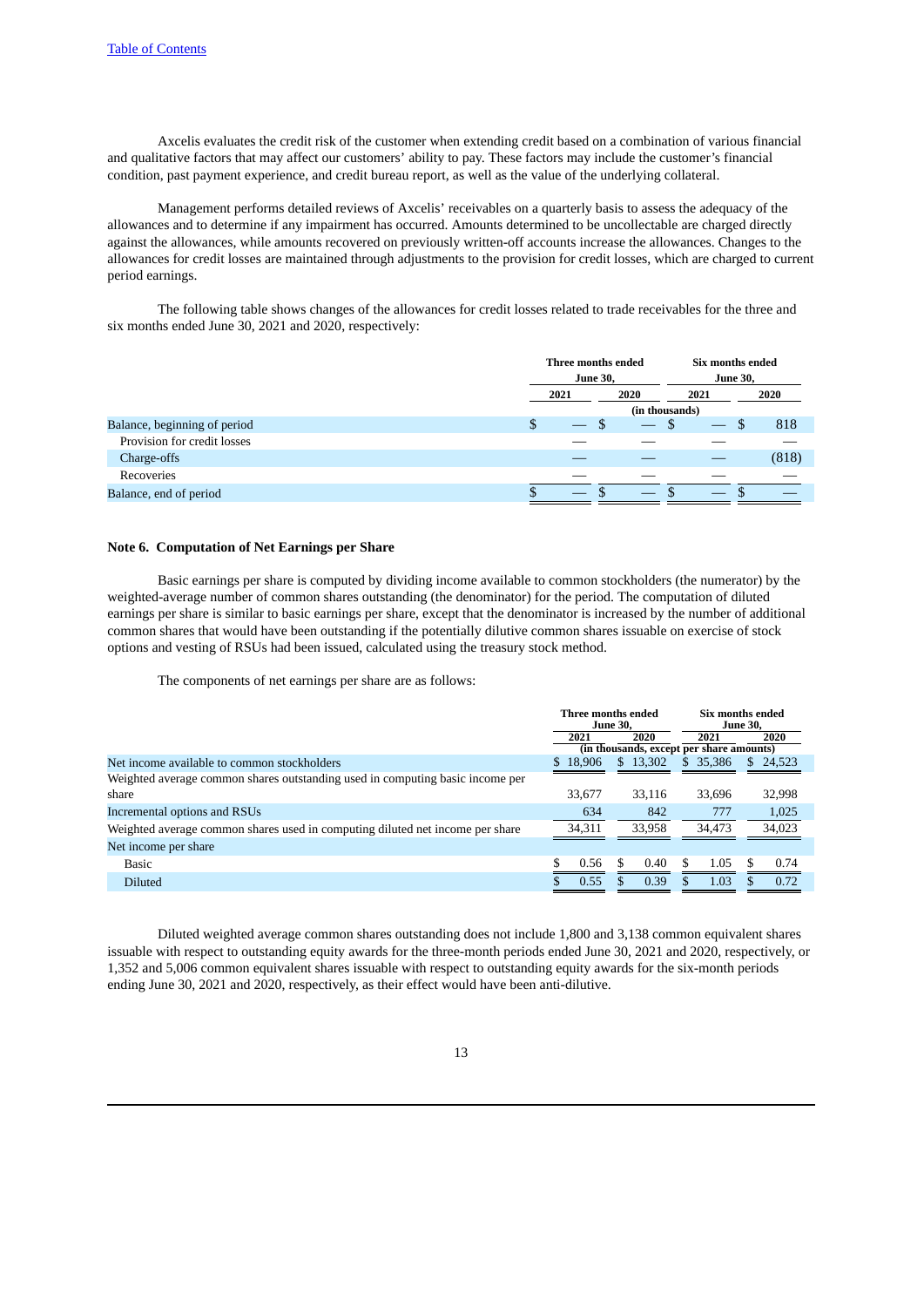Axcelis evaluates the credit risk of the customer when extending credit based on a combination of various financial and qualitative factors that may affect our customers' ability to pay. These factors may include the customer's financial condition, past payment experience, and credit bureau report, as well as the value of the underlying collateral.

Management performs detailed reviews of Axcelis' receivables on a quarterly basis to assess the adequacy of the allowances and to determine if any impairment has occurred. Amounts determined to be uncollectable are charged directly against the allowances, while amounts recovered on previously written-off accounts increase the allowances. Changes to the allowances for credit losses are maintained through adjustments to the provision for credit losses, which are charged to current period earnings.

The following table shows changes of the allowances for credit losses related to trade receivables for the three and six months ended June 30, 2021 and 2020, respectively:

| | Three months ended June 30, | | Six months ended June 30, | |
|---|---|---|---|---|
| | 2021 | 2020 | 2021 | 2020 |
| | (in thousands) | | | |
| Balance, beginning of period | $ — | $ — | $ — | $ 818 |
| Provision for credit losses | — | — | — | — |
| Charge-offs | — | — | — | (818) |
| Recoveries | — | — | — | — |
| Balance, end of period | $ — | $ — | $ — | $ — |

**Note 6. Computation of Net Earnings per Share**

Basic earnings per share is computed by dividing income available to common stockholders (the numerator) by the weighted-average number of common shares outstanding (the denominator) for the period. The computation of diluted earnings per share is similar to basic earnings per share, except that the denominator is increased by the number of additional common shares that would have been outstanding if the potentially dilutive common shares issuable on exercise of stock options and vesting of RSUs had been issued, calculated using the treasury stock method.

The components of net earnings per share are as follows:

| | Three months ended June 30, | | Six months ended June 30, | |
|---|---|---|---|---|
| | 2021 | 2020 | 2021 | 2020 |
| | (in thousands, except per share amounts) | | | |
| Net income available to common stockholders | $ 18,906 | $ 13,302 | $ 35,386 | $ 24,523 |
| Weighted average common shares outstanding used in computing basic income per share | 33,677 | 33,116 | 33,696 | 32,998 |
| Incremental options and RSUs | 634 | 842 | 777 | 1,025 |
| Weighted average common shares used in computing diluted net income per share | 34,311 | 33,958 | 34,473 | 34,023 |
| Net income per share | | | | |
| Basic | $ 0.56 | $ 0.40 | $ 1.05 | $ 0.74 |
| Diluted | $ 0.55 | $ 0.39 | $ 1.03 | $ 0.72 |

Diluted weighted average common shares outstanding does not include 1,800 and 3,138 common equivalent shares issuable with respect to outstanding equity awards for the three-month periods ended June 30, 2021 and 2020, respectively, or 1,352 and 5,006 common equivalent shares issuable with respect to outstanding equity awards for the six-month periods ending June 30, 2021 and 2020, respectively, as their effect would have been anti-dilutive.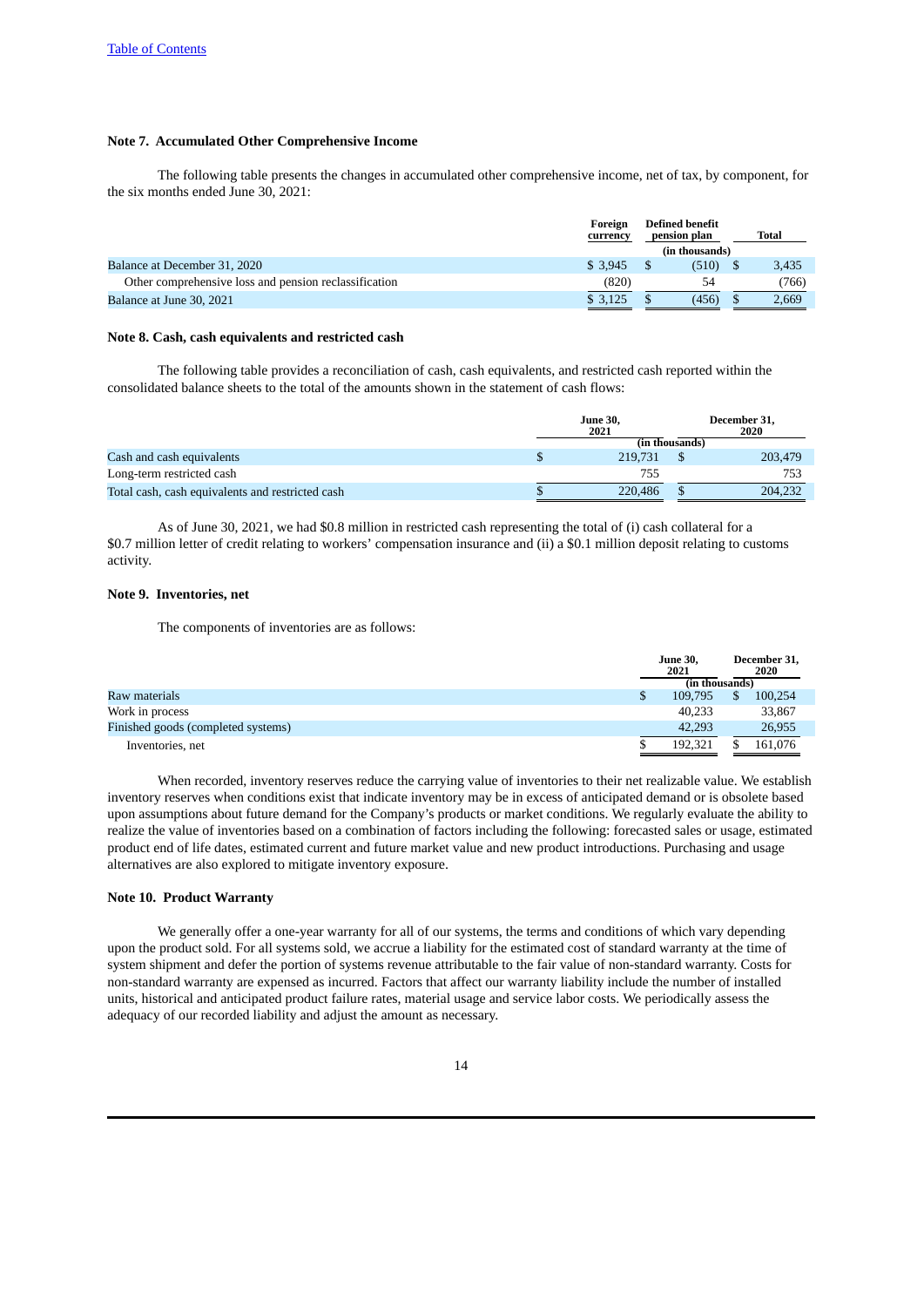### Note 7. Accumulated Other Comprehensive Income

The following table presents the changes in accumulated other comprehensive income, net of tax, by component, for the six months ended June 30, 2021:

| | Foreign currency | Defined benefit pension plan | Total |
|---|---|---|---|
| | | (in thousands) | |
| Balance at December 31, 2020 | $ 3,945 | $ (510) | $ 3,435 |
| Other comprehensive loss and pension reclassification | (820) | 54 | (766) |
| Balance at June 30, 2021 | $ 3,125 | $ (456) | $ 2,669 |

### Note 8. Cash, cash equivalents and restricted cash

The following table provides a reconciliation of cash, cash equivalents, and restricted cash reported within the consolidated balance sheets to the total of the amounts shown in the statement of cash flows:

| | June 30, 2021 | December 31, 2020 |
|---|---|---|
| | (in thousands) | |
| Cash and cash equivalents | $ 219,731 | $ 203,479 |
| Long-term restricted cash | 755 | 753 |
| Total cash, cash equivalents and restricted cash | $ 220,486 | $ 204,232 |

As of June 30, 2021, we had $0.8 million in restricted cash representing the total of (i) cash collateral for a $0.7 million letter of credit relating to workers' compensation insurance and (ii) a $0.1 million deposit relating to customs activity.

### Note 9. Inventories, net

The components of inventories are as follows:

| | June 30, 2021 | December 31, 2020 |
|---|---|---|
| | (in thousands) | |
| Raw materials | $ 109,795 | $ 100,254 |
| Work in process | 40,233 | 33,867 |
| Finished goods (completed systems) | 42,293 | 26,955 |
| Inventories, net | $ 192,321 | $ 161,076 |

When recorded, inventory reserves reduce the carrying value of inventories to their net realizable value. We establish inventory reserves when conditions exist that indicate inventory may be in excess of anticipated demand or is obsolete based upon assumptions about future demand for the Company's products or market conditions. We regularly evaluate the ability to realize the value of inventories based on a combination of factors including the following: forecasted sales or usage, estimated product end of life dates, estimated current and future market value and new product introductions. Purchasing and usage alternatives are also explored to mitigate inventory exposure.

### Note 10. Product Warranty

We generally offer a one-year warranty for all of our systems, the terms and conditions of which vary depending upon the product sold. For all systems sold, we accrue a liability for the estimated cost of standard warranty at the time of system shipment and defer the portion of systems revenue attributable to the fair value of non-standard warranty. Costs for non-standard warranty are expensed as incurred. Factors that affect our warranty liability include the number of installed units, historical and anticipated product failure rates, material usage and service labor costs. We periodically assess the adequacy of our recorded liability and adjust the amount as necessary.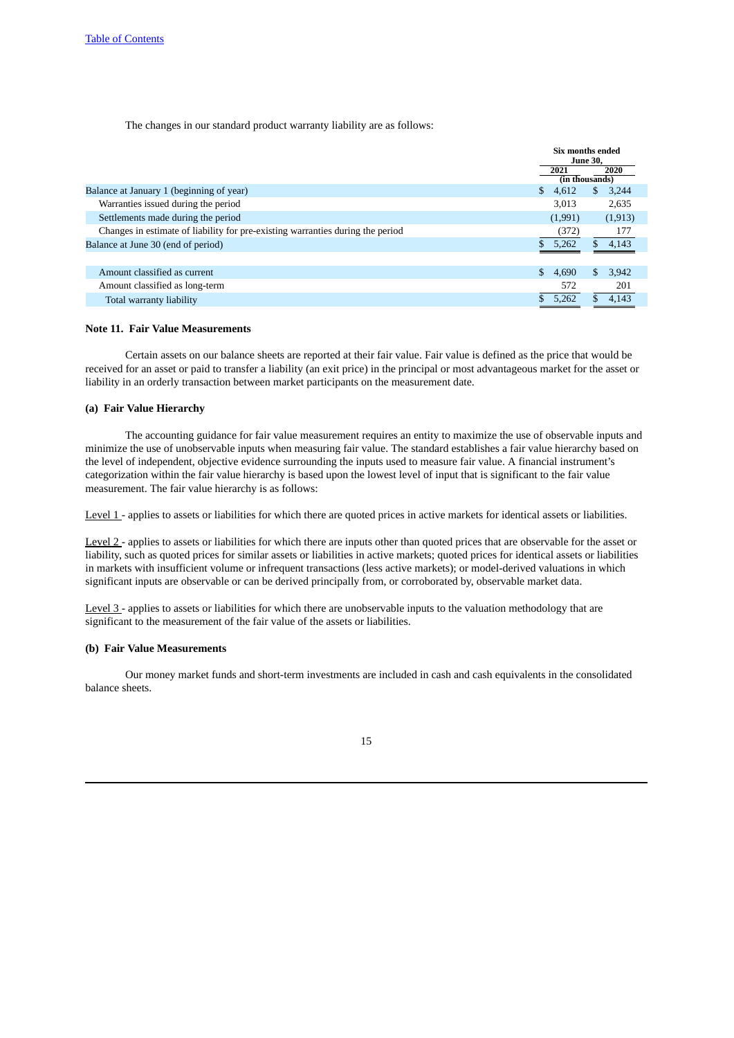The changes in our standard product warranty liability are as follows:

| | Six months ended June 30, | |
|---|---|---|
| | 2021 | 2020 |
| | (in thousands) | |
| Balance at January 1 (beginning of year) | $ 4,612 | $ 3,244 |
| Warranties issued during the period | 3,013 | 2,635 |
| Settlements made during the period | (1,991) | (1,913) |
| Changes in estimate of liability for pre-existing warranties during the period | (372) | 177 |
| Balance at June 30 (end of period) | $ 5,262 | $ 4,143 |
| | | |
| Amount classified as current | $ 4,690 | $ 3,942 |
| Amount classified as long-term | 572 | 201 |
| Total warranty liability | $ 5,262 | $ 4,143 |

**Note 11. Fair Value Measurements**

Certain assets on our balance sheets are reported at their fair value. Fair value is defined as the price that would be received for an asset or paid to transfer a liability (an exit price) in the principal or most advantageous market for the asset or liability in an orderly transaction between market participants on the measurement date.

**(a) Fair Value Hierarchy**

The accounting guidance for fair value measurement requires an entity to maximize the use of observable inputs and minimize the use of unobservable inputs when measuring fair value. The standard establishes a fair value hierarchy based on the level of independent, objective evidence surrounding the inputs used to measure fair value. A financial instrument's categorization within the fair value hierarchy is based upon the lowest level of input that is significant to the fair value measurement. The fair value hierarchy is as follows:

Level 1 - applies to assets or liabilities for which there are quoted prices in active markets for identical assets or liabilities.

Level 2 - applies to assets or liabilities for which there are inputs other than quoted prices that are observable for the asset or liability, such as quoted prices for similar assets or liabilities in active markets; quoted prices for identical assets or liabilities in markets with insufficient volume or infrequent transactions (less active markets); or model-derived valuations in which significant inputs are observable or can be derived principally from, or corroborated by, observable market data.

Level 3 - applies to assets or liabilities for which there are unobservable inputs to the valuation methodology that are significant to the measurement of the fair value of the assets or liabilities.

**(b) Fair Value Measurements**

Our money market funds and short-term investments are included in cash and cash equivalents in the consolidated balance sheets.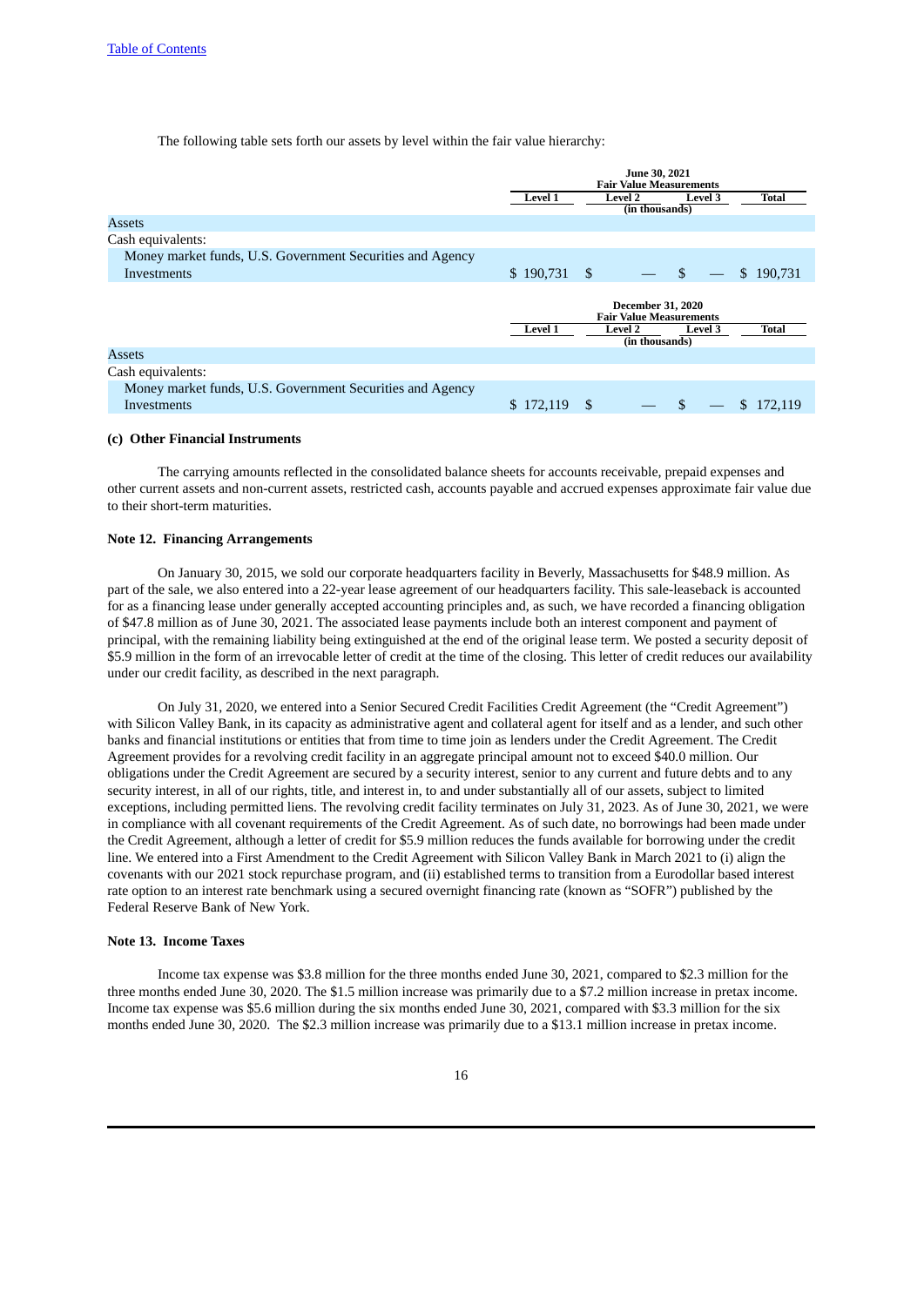The following table sets forth our assets by level within the fair value hierarchy:

| | June 30, 2021 Fair Value Measurements | | | |
|---|---|---|---|---|
| | Level 1 | Level 2 | Level 3 | Total |
| | | (in thousands) | | |
| Assets | | | | |
| Cash equivalents: | | | | |
| Money market funds, U.S. Government Securities and Agency Investments | $ 190,731 | $ — | $ — | $ 190,731 |

| | December 31, 2020 Fair Value Measurements | | | |
|---|---|---|---|---|
| | Level 1 | Level 2 | Level 3 | Total |
| | | (in thousands) | | |
| Assets | | | | |
| Cash equivalents: | | | | |
| Money market funds, U.S. Government Securities and Agency Investments | $ 172,119 | $ — | $ — | $ 172,119 |

**(c) Other Financial Instruments**

The carrying amounts reflected in the consolidated balance sheets for accounts receivable, prepaid expenses and other current assets and non-current assets, restricted cash, accounts payable and accrued expenses approximate fair value due to their short-term maturities.

**Note 12. Financing Arrangements**

On January 30, 2015, we sold our corporate headquarters facility in Beverly, Massachusetts for $48.9 million. As part of the sale, we also entered into a 22-year lease agreement of our headquarters facility. This sale-leaseback is accounted for as a financing lease under generally accepted accounting principles and, as such, we have recorded a financing obligation of $47.8 million as of June 30, 2021. The associated lease payments include both an interest component and payment of principal, with the remaining liability being extinguished at the end of the original lease term. We posted a security deposit of $5.9 million in the form of an irrevocable letter of credit at the time of the closing. This letter of credit reduces our availability under our credit facility, as described in the next paragraph.

On July 31, 2020, we entered into a Senior Secured Credit Facilities Credit Agreement (the "Credit Agreement") with Silicon Valley Bank, in its capacity as administrative agent and collateral agent for itself and as a lender, and such other banks and financial institutions or entities that from time to time join as lenders under the Credit Agreement. The Credit Agreement provides for a revolving credit facility in an aggregate principal amount not to exceed $40.0 million. Our obligations under the Credit Agreement are secured by a security interest, senior to any current and future debts and to any security interest, in all of our rights, title, and interest in, to and under substantially all of our assets, subject to limited exceptions, including permitted liens. The revolving credit facility terminates on July 31, 2023. As of June 30, 2021, we were in compliance with all covenant requirements of the Credit Agreement. As of such date, no borrowings had been made under the Credit Agreement, although a letter of credit for $5.9 million reduces the funds available for borrowing under the credit line. We entered into a First Amendment to the Credit Agreement with Silicon Valley Bank in March 2021 to (i) align the covenants with our 2021 stock repurchase program, and (ii) established terms to transition from a Eurodollar based interest rate option to an interest rate benchmark using a secured overnight financing rate (known as "SOFR") published by the Federal Reserve Bank of New York.

**Note 13. Income Taxes**

Income tax expense was $3.8 million for the three months ended June 30, 2021, compared to $2.3 million for the three months ended June 30, 2020. The $1.5 million increase was primarily due to a $7.2 million increase in pretax income. Income tax expense was $5.6 million during the six months ended June 30, 2021, compared with $3.3 million for the six months ended June 30, 2020. The $2.3 million increase was primarily due to a $13.1 million increase in pretax income.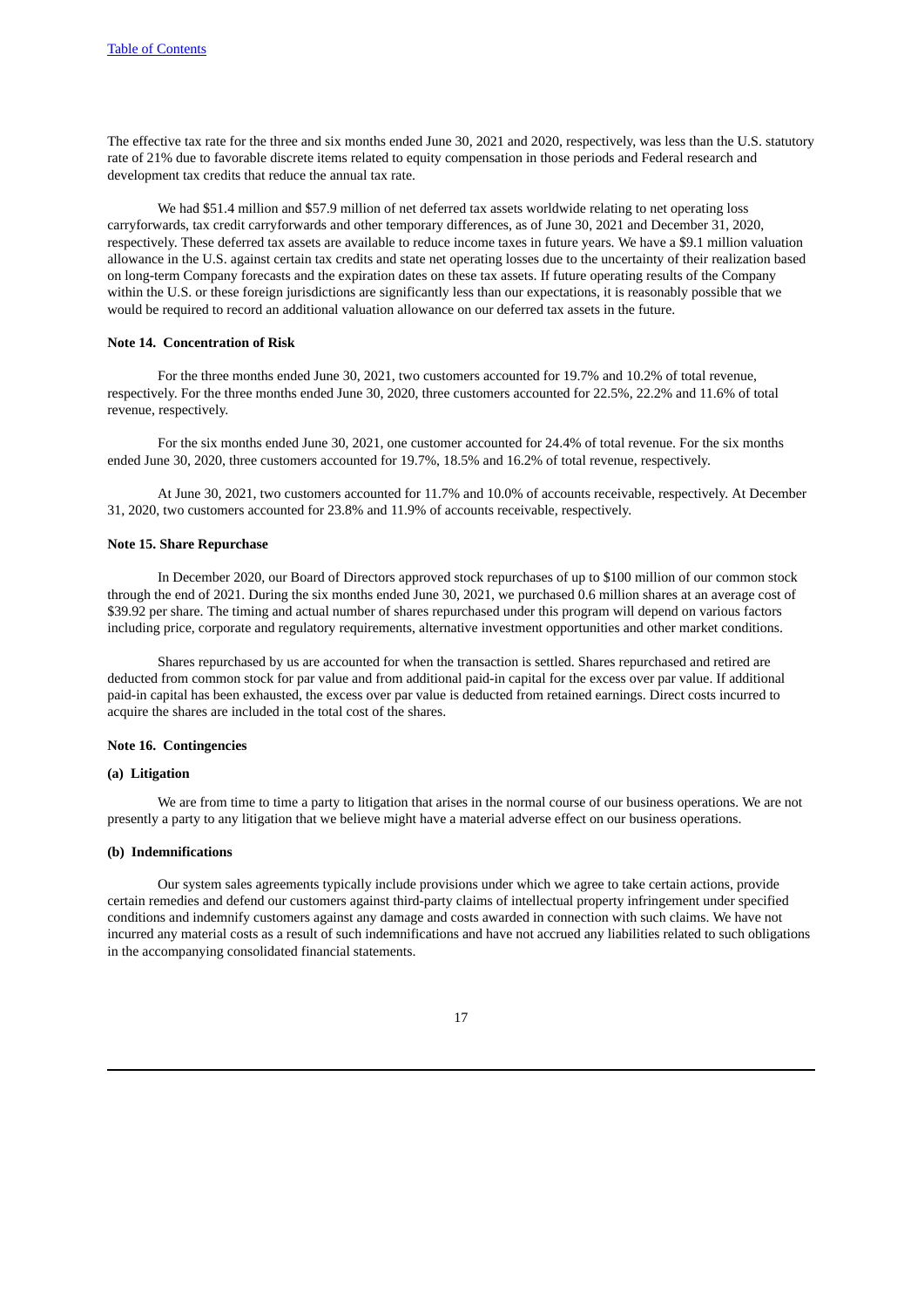The effective tax rate for the three and six months ended June 30, 2021 and 2020, respectively, was less than the U.S. statutory rate of 21% due to favorable discrete items related to equity compensation in those periods and Federal research and development tax credits that reduce the annual tax rate.

We had $51.4 million and $57.9 million of net deferred tax assets worldwide relating to net operating loss carryforwards, tax credit carryforwards and other temporary differences, as of June 30, 2021 and December 31, 2020, respectively. These deferred tax assets are available to reduce income taxes in future years. We have a $9.1 million valuation allowance in the U.S. against certain tax credits and state net operating losses due to the uncertainty of their realization based on long-term Company forecasts and the expiration dates on these tax assets. If future operating results of the Company within the U.S. or these foreign jurisdictions are significantly less than our expectations, it is reasonably possible that we would be required to record an additional valuation allowance on our deferred tax assets in the future.

**Note 14. Concentration of Risk**

For the three months ended June 30, 2021, two customers accounted for 19.7% and 10.2% of total revenue, respectively. For the three months ended June 30, 2020, three customers accounted for 22.5%, 22.2% and 11.6% of total revenue, respectively.

For the six months ended June 30, 2021, one customer accounted for 24.4% of total revenue. For the six months ended June 30, 2020, three customers accounted for 19.7%, 18.5% and 16.2% of total revenue, respectively.

At June 30, 2021, two customers accounted for 11.7% and 10.0% of accounts receivable, respectively. At December 31, 2020, two customers accounted for 23.8% and 11.9% of accounts receivable, respectively.

**Note 15. Share Repurchase**

In December 2020, our Board of Directors approved stock repurchases of up to $100 million of our common stock through the end of 2021. During the six months ended June 30, 2021, we purchased 0.6 million shares at an average cost of $39.92 per share. The timing and actual number of shares repurchased under this program will depend on various factors including price, corporate and regulatory requirements, alternative investment opportunities and other market conditions.

Shares repurchased by us are accounted for when the transaction is settled. Shares repurchased and retired are deducted from common stock for par value and from additional paid-in capital for the excess over par value. If additional paid-in capital has been exhausted, the excess over par value is deducted from retained earnings. Direct costs incurred to acquire the shares are included in the total cost of the shares.

**Note 16. Contingencies**

**(a) Litigation**

We are from time to time a party to litigation that arises in the normal course of our business operations. We are not presently a party to any litigation that we believe might have a material adverse effect on our business operations.

**(b) Indemnifications**

Our system sales agreements typically include provisions under which we agree to take certain actions, provide certain remedies and defend our customers against third-party claims of intellectual property infringement under specified conditions and indemnify customers against any damage and costs awarded in connection with such claims. We have not incurred any material costs as a result of such indemnifications and have not accrued any liabilities related to such obligations in the accompanying consolidated financial statements.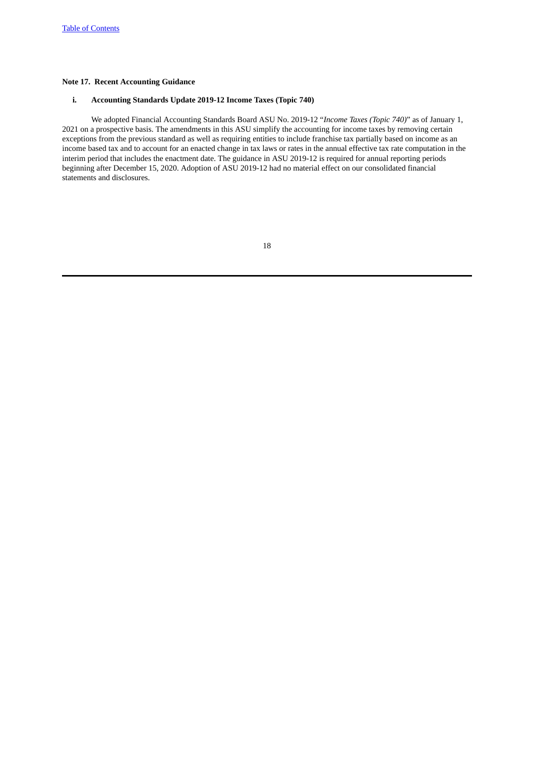[Table of Contents](#)

### Note 17. Recent Accounting Guidance

#### i. Accounting Standards Update 2019-12 Income Taxes (Topic 740)

We adopted Financial Accounting Standards Board ASU No. 2019-12 "*Income Taxes (Topic 740)*" as of January 1, 2021 on a prospective basis. The amendments in this ASU simplify the accounting for income taxes by removing certain exceptions from the previous standard as well as requiring entities to include franchise tax partially based on income as an income based tax and to account for an enacted change in tax laws or rates in the annual effective tax rate computation in the interim period that includes the enactment date. The guidance in ASU 2019-12 is required for annual reporting periods beginning after December 15, 2020. Adoption of ASU 2019-12 had no material effect on our consolidated financial statements and disclosures.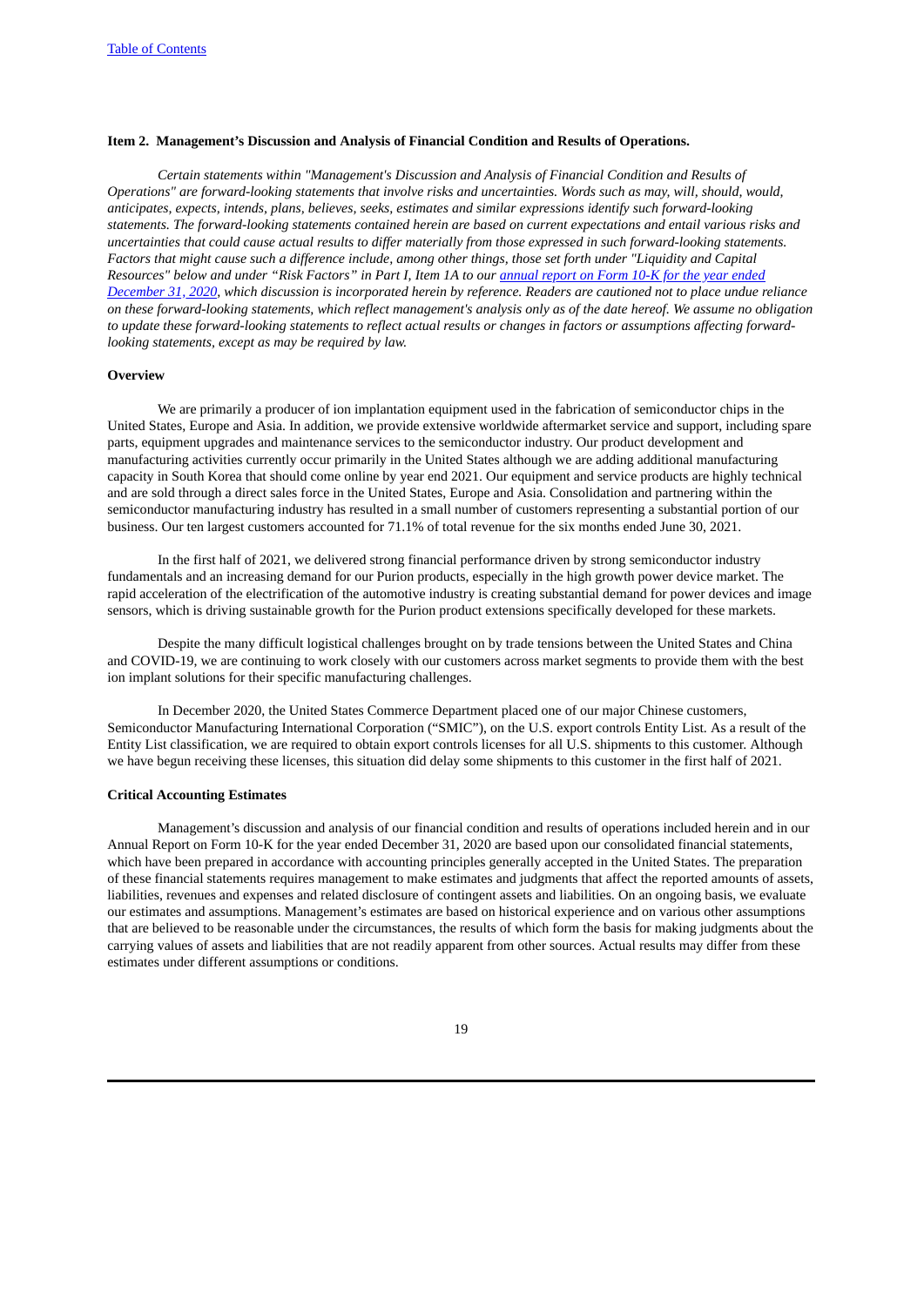### Item 2. Management's Discussion and Analysis of Financial Condition and Results of Operations.

*Certain statements within "Management's Discussion and Analysis of Financial Condition and Results of Operations" are forward-looking statements that involve risks and uncertainties. Words such as may, will, should, would, anticipates, expects, intends, plans, believes, seeks, estimates and similar expressions identify such forward-looking statements. The forward-looking statements contained herein are based on current expectations and entail various risks and uncertainties that could cause actual results to differ materially from those expressed in such forward-looking statements. Factors that might cause such a difference include, among other things, those set forth under "Liquidity and Capital Resources" below and under "Risk Factors" in Part I, Item 1A to our annual report on Form 10-K for the year ended December 31, 2020, which discussion is incorporated herein by reference. Readers are cautioned not to place undue reliance on these forward-looking statements, which reflect management's analysis only as of the date hereof. We assume no obligation to update these forward-looking statements to reflect actual results or changes in factors or assumptions affecting forward-looking statements, except as may be required by law.*

#### Overview

We are primarily a producer of ion implantation equipment used in the fabrication of semiconductor chips in the United States, Europe and Asia. In addition, we provide extensive worldwide aftermarket service and support, including spare parts, equipment upgrades and maintenance services to the semiconductor industry. Our product development and manufacturing activities currently occur primarily in the United States although we are adding additional manufacturing capacity in South Korea that should come online by year end 2021. Our equipment and service products are highly technical and are sold through a direct sales force in the United States, Europe and Asia. Consolidation and partnering within the semiconductor manufacturing industry has resulted in a small number of customers representing a substantial portion of our business. Our ten largest customers accounted for 71.1% of total revenue for the six months ended June 30, 2021.

In the first half of 2021, we delivered strong financial performance driven by strong semiconductor industry fundamentals and an increasing demand for our Purion products, especially in the high growth power device market. The rapid acceleration of the electrification of the automotive industry is creating substantial demand for power devices and image sensors, which is driving sustainable growth for the Purion product extensions specifically developed for these markets.

Despite the many difficult logistical challenges brought on by trade tensions between the United States and China and COVID-19, we are continuing to work closely with our customers across market segments to provide them with the best ion implant solutions for their specific manufacturing challenges.

In December 2020, the United States Commerce Department placed one of our major Chinese customers, Semiconductor Manufacturing International Corporation ("SMIC"), on the U.S. export controls Entity List. As a result of the Entity List classification, we are required to obtain export controls licenses for all U.S. shipments to this customer. Although we have begun receiving these licenses, this situation did delay some shipments to this customer in the first half of 2021.

#### Critical Accounting Estimates

Management's discussion and analysis of our financial condition and results of operations included herein and in our Annual Report on Form 10-K for the year ended December 31, 2020 are based upon our consolidated financial statements, which have been prepared in accordance with accounting principles generally accepted in the United States. The preparation of these financial statements requires management to make estimates and judgments that affect the reported amounts of assets, liabilities, revenues and expenses and related disclosure of contingent assets and liabilities. On an ongoing basis, we evaluate our estimates and assumptions. Management's estimates are based on historical experience and on various other assumptions that are believed to be reasonable under the circumstances, the results of which form the basis for making judgments about the carrying values of assets and liabilities that are not readily apparent from other sources. Actual results may differ from these estimates under different assumptions or conditions.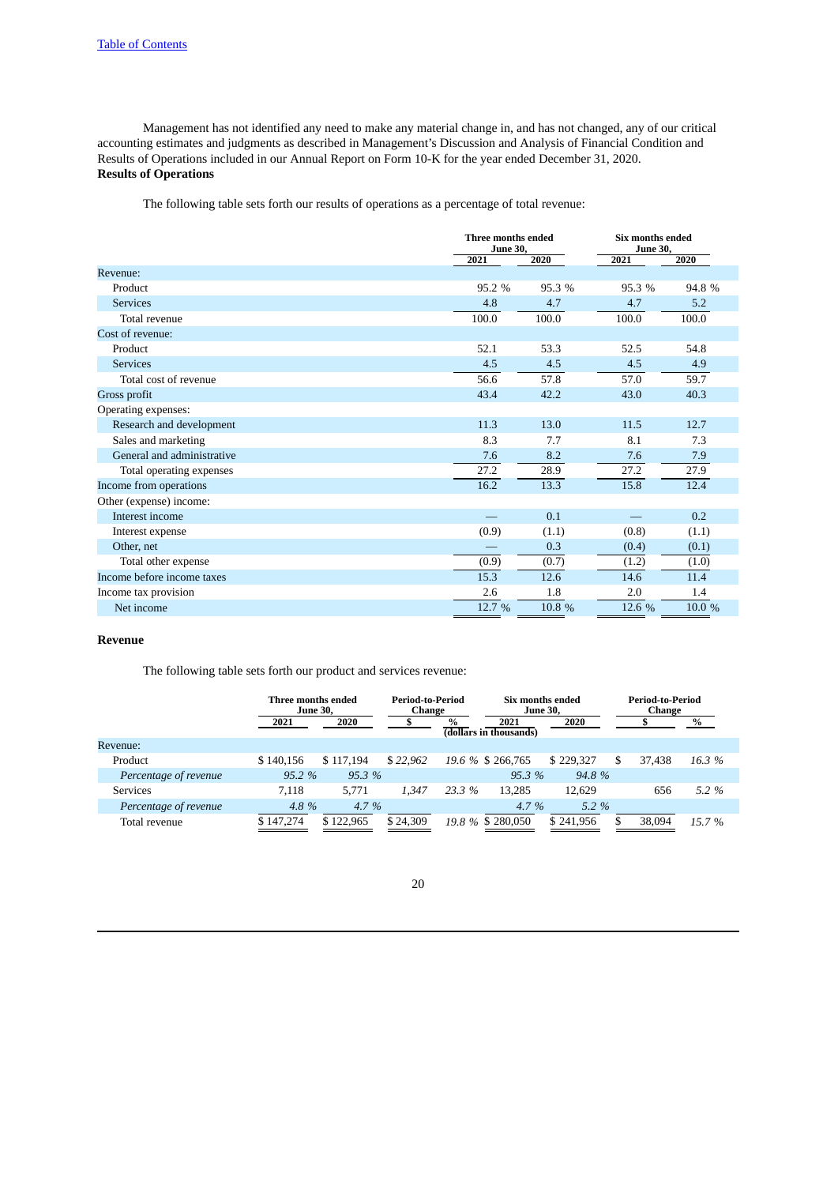Management has not identified any need to make any material change in, and has not changed, any of our critical accounting estimates and judgments as described in Management's Discussion and Analysis of Financial Condition and Results of Operations included in our Annual Report on Form 10-K for the year ended December 31, 2020.

**Results of Operations**

The following table sets forth our results of operations as a percentage of total revenue:

| | Three months ended June 30, | | Six months ended June 30, | |
|---|---|---|---|---|
| | 2021 | 2020 | 2021 | 2020 |
| Revenue: | | | | |
| Product | 95.2 % | 95.3 % | 95.3 % | 94.8 % |
| Services | 4.8 | 4.7 | 4.7 | 5.2 |
| Total revenue | 100.0 | 100.0 | 100.0 | 100.0 |
| Cost of revenue: | | | | |
| Product | 52.1 | 53.3 | 52.5 | 54.8 |
| Services | 4.5 | 4.5 | 4.5 | 4.9 |
| Total cost of revenue | 56.6 | 57.8 | 57.0 | 59.7 |
| Gross profit | 43.4 | 42.2 | 43.0 | 40.3 |
| Operating expenses: | | | | |
| Research and development | 11.3 | 13.0 | 11.5 | 12.7 |
| Sales and marketing | 8.3 | 7.7 | 8.1 | 7.3 |
| General and administrative | 7.6 | 8.2 | 7.6 | 7.9 |
| Total operating expenses | 27.2 | 28.9 | 27.2 | 27.9 |
| Income from operations | 16.2 | 13.3 | 15.8 | 12.4 |
| Other (expense) income: | | | | |
| Interest income | — | 0.1 | — | 0.2 |
| Interest expense | (0.9) | (1.1) | (0.8) | (1.1) |
| Other, net | — | 0.3 | (0.4) | (0.1) |
| Total other expense | (0.9) | (0.7) | (1.2) | (1.0) |
| Income before income taxes | 15.3 | 12.6 | 14.6 | 11.4 |
| Income tax provision | 2.6 | 1.8 | 2.0 | 1.4 |
| Net income | 12.7 % | 10.8 % | 12.6 % | 10.0 % |

**Revenue**

The following table sets forth our product and services revenue:

| | Three months ended June 30, | | Period-to-Period Change | | Six months ended June 30, | | Period-to-Period Change | |
|---|---|---|---|---|---|---|---|---|
| | 2021 | 2020 | $ | % | 2021 | 2020 | $ | % |
| | (dollars in thousands) | | | | | | | |
| Revenue: | | | | | | | | |
| Product | $ 140,156 | $ 117,194 | $ *22,962* | *19.6 %* | $ 266,765 | $ 229,327 | $ 37,438 | *16.3 %* |
| *Percentage of revenue* | *95.2 %* | *95.3 %* | | | *95.3 %* | *94.8 %* | | |
| Services | 7,118 | 5,771 | *1,347* | *23.3 %* | 13,285 | 12,629 | 656 | *5.2 %* |
| *Percentage of revenue* | *4.8 %* | *4.7 %* | | | *4.7 %* | *5.2 %* | | |
| Total revenue | $ 147,274 | $ 122,965 | $ 24,309 | *19.8 %* | $ 280,050 | $ 241,956 | $ 38,094 | *15.7 %* |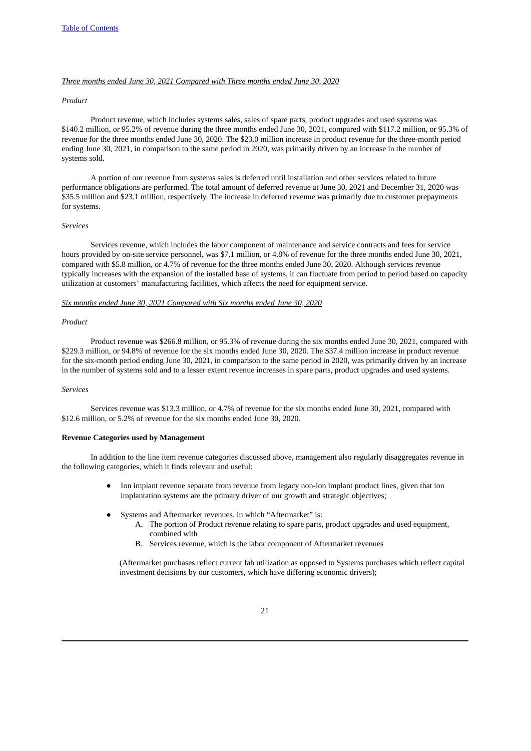*Three months ended June 30, 2021 Compared with Three months ended June 30, 2020*

*Product*

Product revenue, which includes systems sales, sales of spare parts, product upgrades and used systems was $140.2 million, or 95.2% of revenue during the three months ended June 30, 2021, compared with $117.2 million, or 95.3% of revenue for the three months ended June 30, 2020. The $23.0 million increase in product revenue for the three-month period ending June 30, 2021, in comparison to the same period in 2020, was primarily driven by an increase in the number of systems sold.

A portion of our revenue from systems sales is deferred until installation and other services related to future performance obligations are performed. The total amount of deferred revenue at June 30, 2021 and December 31, 2020 was $35.5 million and $23.1 million, respectively. The increase in deferred revenue was primarily due to customer prepayments for systems.

*Services*

Services revenue, which includes the labor component of maintenance and service contracts and fees for service hours provided by on-site service personnel, was $7.1 million, or 4.8% of revenue for the three months ended June 30, 2021, compared with $5.8 million, or 4.7% of revenue for the three months ended June 30, 2020. Although services revenue typically increases with the expansion of the installed base of systems, it can fluctuate from period to period based on capacity utilization at customers' manufacturing facilities, which affects the need for equipment service.

*Six months ended June 30, 2021 Compared with Six months ended June 30, 2020*

*Product*

Product revenue was $266.8 million, or 95.3% of revenue during the six months ended June 30, 2021, compared with $229.3 million, or 94.8% of revenue for the six months ended June 30, 2020. The $37.4 million increase in product revenue for the six-month period ending June 30, 2021, in comparison to the same period in 2020, was primarily driven by an increase in the number of systems sold and to a lesser extent revenue increases in spare parts, product upgrades and used systems.

*Services*

Services revenue was $13.3 million, or 4.7% of revenue for the six months ended June 30, 2021, compared with $12.6 million, or 5.2% of revenue for the six months ended June 30, 2020.

**Revenue Categories used by Management**

In addition to the line item revenue categories discussed above, management also regularly disaggregates revenue in the following categories, which it finds relevant and useful:

- Ion implant revenue separate from revenue from legacy non-ion implant product lines, given that ion implantation systems are the primary driver of our growth and strategic objectives;
- Systems and Aftermarket revenues, in which "Aftermarket" is:
  A. The portion of Product revenue relating to spare parts, product upgrades and used equipment, combined with
  B. Services revenue, which is the labor component of Aftermarket revenues

  (Aftermarket purchases reflect current fab utilization as opposed to Systems purchases which reflect capital investment decisions by our customers, which have differing economic drivers);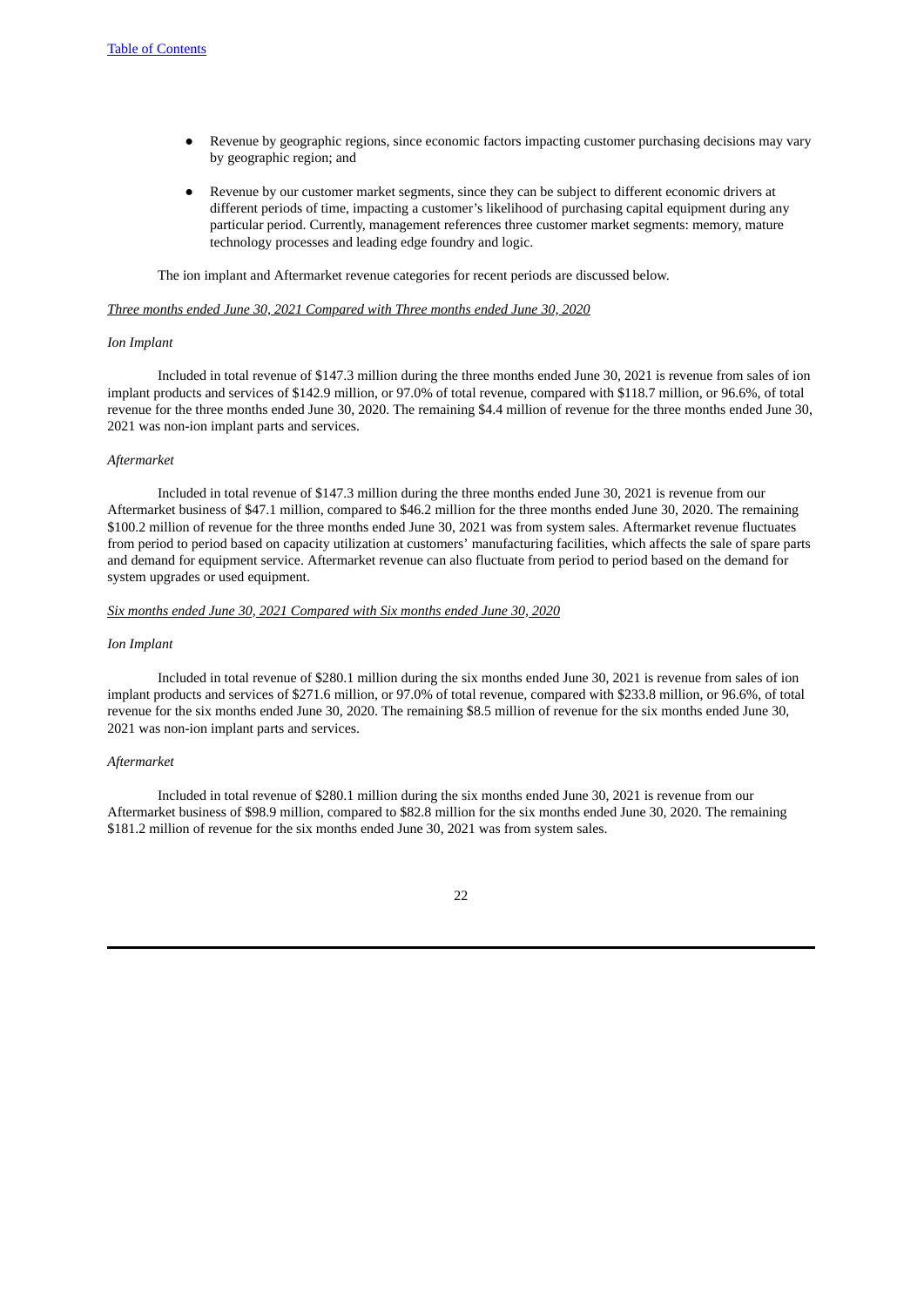- Revenue by geographic regions, since economic factors impacting customer purchasing decisions may vary by geographic region; and
- Revenue by our customer market segments, since they can be subject to different economic drivers at different periods of time, impacting a customer's likelihood of purchasing capital equipment during any particular period. Currently, management references three customer market segments: memory, mature technology processes and leading edge foundry and logic.

The ion implant and Aftermarket revenue categories for recent periods are discussed below.

*Three months ended June 30, 2021 Compared with Three months ended June 30, 2020*

*Ion Implant*

Included in total revenue of $147.3 million during the three months ended June 30, 2021 is revenue from sales of ion implant products and services of $142.9 million, or 97.0% of total revenue, compared with $118.7 million, or 96.6%, of total revenue for the three months ended June 30, 2020. The remaining $4.4 million of revenue for the three months ended June 30, 2021 was non-ion implant parts and services.

*Aftermarket*

Included in total revenue of $147.3 million during the three months ended June 30, 2021 is revenue from our Aftermarket business of $47.1 million, compared to $46.2 million for the three months ended June 30, 2020. The remaining $100.2 million of revenue for the three months ended June 30, 2021 was from system sales. Aftermarket revenue fluctuates from period to period based on capacity utilization at customers' manufacturing facilities, which affects the sale of spare parts and demand for equipment service. Aftermarket revenue can also fluctuate from period to period based on the demand for system upgrades or used equipment.

*Six months ended June 30, 2021 Compared with Six months ended June 30, 2020*

*Ion Implant*

Included in total revenue of $280.1 million during the six months ended June 30, 2021 is revenue from sales of ion implant products and services of $271.6 million, or 97.0% of total revenue, compared with $233.8 million, or 96.6%, of total revenue for the six months ended June 30, 2020. The remaining $8.5 million of revenue for the six months ended June 30, 2021 was non-ion implant parts and services.

*Aftermarket*

Included in total revenue of $280.1 million during the six months ended June 30, 2021 is revenue from our Aftermarket business of $98.9 million, compared to $82.8 million for the six months ended June 30, 2020. The remaining $181.2 million of revenue for the six months ended June 30, 2021 was from system sales.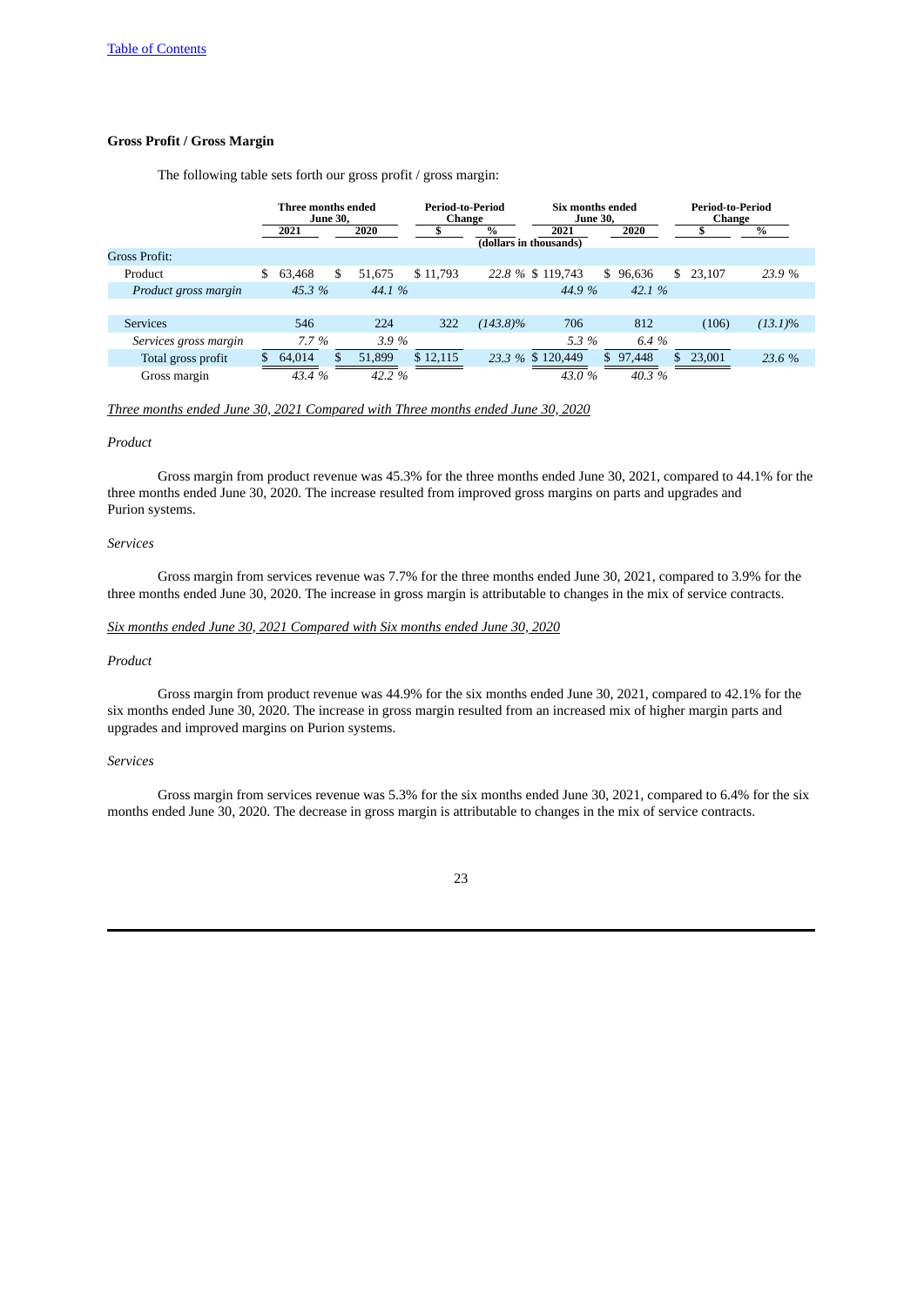### Gross Profit / Gross Margin

The following table sets forth our gross profit / gross margin:

| | Three months ended June 30, | | Period-to-Period Change | | Six months ended June 30, | | Period-to-Period Change | |
|---|---|---|---|---|---|---|---|---|
| | 2021 | 2020 | $ | % | 2021 | 2020 | $ | % |
| | | | | (dollars in thousands) | | | | |
| Gross Profit: | | | | | | | | |
| Product | $ 63,468 | $ 51,675 | $ 11,793 | 22.8 % | $ 119,743 | $ 96,636 | $ 23,107 | 23.9 % |
| *Product gross margin* | 45.3 % | 44.1 % | | | 44.9 % | 42.1 % | | |
| Services | 546 | 224 | 322 | (143.8)% | 706 | 812 | (106) | (13.1)% |
| *Services gross margin* | 7.7 % | 3.9 % | | | 5.3 % | 6.4 % | | |
| Total gross profit | $ 64,014 | $ 51,899 | $ 12,115 | 23.3 % | $ 120,449 | $ 97,448 | $ 23,001 | 23.6 % |
| Gross margin | 43.4 % | 42.2 % | | | 43.0 % | 40.3 % | | |

*Three months ended June 30, 2021 Compared with Three months ended June 30, 2020*

*Product*

Gross margin from product revenue was 45.3% for the three months ended June 30, 2021, compared to 44.1% for the three months ended June 30, 2020. The increase resulted from improved gross margins on parts and upgrades and Purion systems.

*Services*

Gross margin from services revenue was 7.7% for the three months ended June 30, 2021, compared to 3.9% for the three months ended June 30, 2020. The increase in gross margin is attributable to changes in the mix of service contracts.

*Six months ended June 30, 2021 Compared with Six months ended June 30, 2020*

*Product*

Gross margin from product revenue was 44.9% for the six months ended June 30, 2021, compared to 42.1% for the six months ended June 30, 2020. The increase in gross margin resulted from an increased mix of higher margin parts and upgrades and improved margins on Purion systems.

*Services*

Gross margin from services revenue was 5.3% for the six months ended June 30, 2021, compared to 6.4% for the six months ended June 30, 2020. The decrease in gross margin is attributable to changes in the mix of service contracts.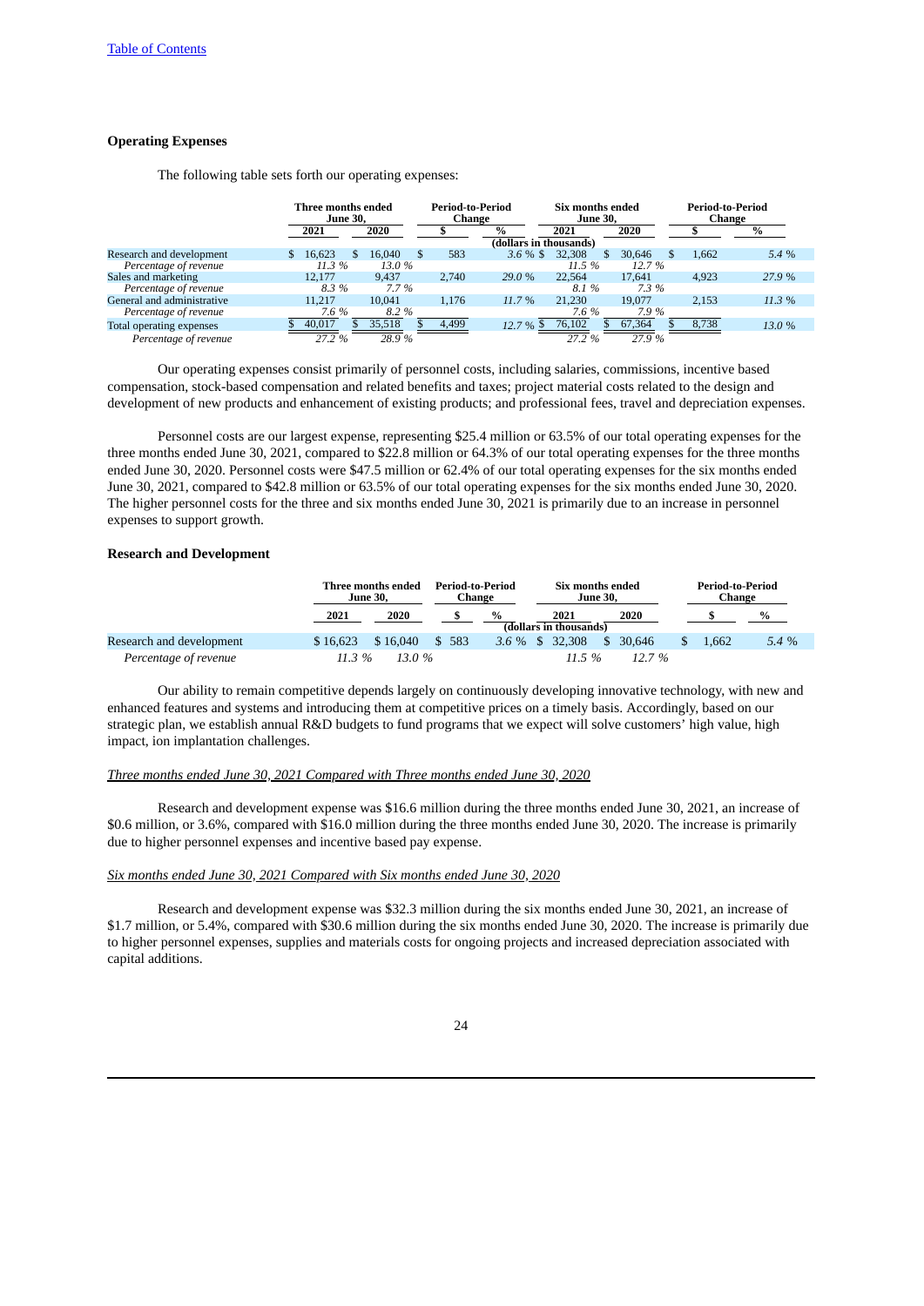### Operating Expenses

The following table sets forth our operating expenses:

| | Three months ended June 30, | | Period-to-Period Change | | Six months ended June 30, | | Period-to-Period Change | |
|---|---|---|---|---|---|---|---|---|
| | 2021 | 2020 | $ | % | 2021 | 2020 | $ | % |
| | | | | (dollars in thousands) | | | | |
| Research and development | $ 16,623 | $ 16,040 | $ 583 | 3.6 % | $ 32,308 | $ 30,646 | $ 1,662 | 5.4 % |
| *Percentage of revenue* | *11.3 %* | *13.0 %* | | | *11.5 %* | *12.7 %* | | |
| Sales and marketing | 12,177 | 9,437 | 2,740 | 29.0 % | 22,564 | 17,641 | 4,923 | 27.9 % |
| *Percentage of revenue* | *8.3 %* | *7.7 %* | | | *8.1 %* | *7.3 %* | | |
| General and administrative | 11,217 | 10,041 | 1,176 | 11.7 % | 21,230 | 19,077 | 2,153 | 11.3 % |
| *Percentage of revenue* | *7.6 %* | *8.2 %* | | | *7.6 %* | *7.9 %* | | |
| Total operating expenses | $ 40,017 | $ 35,518 | $ 4,499 | 12.7 % | $ 76,102 | $ 67,364 | $ 8,738 | 13.0 % |
| *Percentage of revenue* | *27.2 %* | *28.9 %* | | | *27.2 %* | *27.9 %* | | |

Our operating expenses consist primarily of personnel costs, including salaries, commissions, incentive based compensation, stock-based compensation and related benefits and taxes; project material costs related to the design and development of new products and enhancement of existing products; and professional fees, travel and depreciation expenses.

Personnel costs are our largest expense, representing $25.4 million or 63.5% of our total operating expenses for the three months ended June 30, 2021, compared to $22.8 million or 64.3% of our total operating expenses for the three months ended June 30, 2020. Personnel costs were $47.5 million or 62.4% of our total operating expenses for the six months ended June 30, 2021, compared to $42.8 million or 63.5% of our total operating expenses for the six months ended June 30, 2020. The higher personnel costs for the three and six months ended June 30, 2021 is primarily due to an increase in personnel expenses to support growth.

### Research and Development

| | Three months ended June 30, | | Period-to-Period Change | | Six months ended June 30, | | Period-to-Period Change | |
|---|---|---|---|---|---|---|---|---|
| | 2021 | 2020 | $ | % | 2021 | 2020 | $ | % |
| | | | | (dollars in thousands) | | | | |
| Research and development | $ 16,623 | $ 16,040 | $ 583 | 3.6 % | $ 32,308 | $ 30,646 | $ 1,662 | 5.4 % |
| *Percentage of revenue* | *11.3 %* | *13.0 %* | | | *11.5 %* | *12.7 %* | | |

Our ability to remain competitive depends largely on continuously developing innovative technology, with new and enhanced features and systems and introducing them at competitive prices on a timely basis. Accordingly, based on our strategic plan, we establish annual R&D budgets to fund programs that we expect will solve customers' high value, high impact, ion implantation challenges.

*Three months ended June 30, 2021 Compared with Three months ended June 30, 2020*

Research and development expense was $16.6 million during the three months ended June 30, 2021, an increase of $0.6 million, or 3.6%, compared with $16.0 million during the three months ended June 30, 2020. The increase is primarily due to higher personnel expenses and incentive based pay expense.

*Six months ended June 30, 2021 Compared with Six months ended June 30, 2020*

Research and development expense was $32.3 million during the six months ended June 30, 2021, an increase of $1.7 million, or 5.4%, compared with $30.6 million during the six months ended June 30, 2020. The increase is primarily due to higher personnel expenses, supplies and materials costs for ongoing projects and increased depreciation associated with capital additions.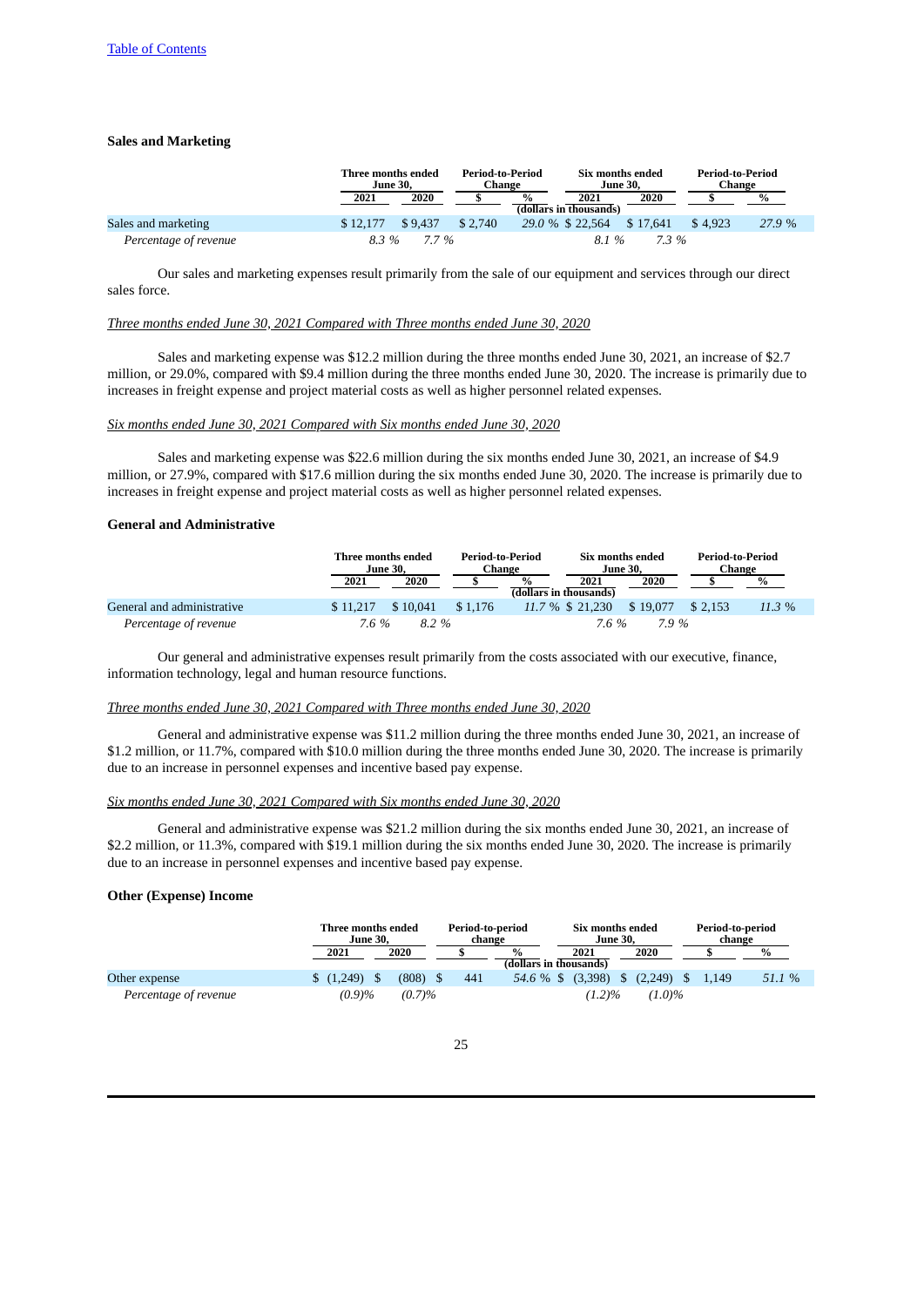[Table of Contents](#)

### Sales and Marketing

| | Three months ended June 30, | | Period-to-Period Change | | Six months ended June 30, | | Period-to-Period Change | |
|---|---|---|---|---|---|---|---|---|
| | 2021 | 2020 | $ | % | 2021 | 2020 | $ | % |
| | (dollars in thousands) | | | | | | | |
| Sales and marketing | $ 12,177 | $ 9,437 | $ 2,740 | *29.0 %* | $ 22,564 | $ 17,641 | $ 4,923 | *27.9 %* |
| *Percentage of revenue* | *8.3 %* | *7.7 %* | | | *8.1 %* | *7.3 %* | | |

Our sales and marketing expenses result primarily from the sale of our equipment and services through our direct sales force.

*Three months ended June 30, 2021 Compared with Three months ended June 30, 2020*

Sales and marketing expense was $12.2 million during the three months ended June 30, 2021, an increase of $2.7 million, or 29.0%, compared with $9.4 million during the three months ended June 30, 2020. The increase is primarily due to increases in freight expense and project material costs as well as higher personnel related expenses.

*Six months ended June 30, 2021 Compared with Six months ended June 30, 2020*

Sales and marketing expense was $22.6 million during the six months ended June 30, 2021, an increase of $4.9 million, or 27.9%, compared with $17.6 million during the six months ended June 30, 2020. The increase is primarily due to increases in freight expense and project material costs as well as higher personnel related expenses.

### General and Administrative

| | Three months ended June 30, | | Period-to-Period Change | | Six months ended June 30, | | Period-to-Period Change | |
|---|---|---|---|---|---|---|---|---|
| | 2021 | 2020 | $ | % | 2021 | 2020 | $ | % |
| | (dollars in thousands) | | | | | | | |
| General and administrative | $ 11,217 | $ 10,041 | $ 1,176 | *11.7 %* | $ 21,230 | $ 19,077 | $ 2,153 | *11.3 %* |
| *Percentage of revenue* | *7.6 %* | *8.2 %* | | | *7.6 %* | *7.9 %* | | |

Our general and administrative expenses result primarily from the costs associated with our executive, finance, information technology, legal and human resource functions.

*Three months ended June 30, 2021 Compared with Three months ended June 30, 2020*

General and administrative expense was $11.2 million during the three months ended June 30, 2021, an increase of $1.2 million, or 11.7%, compared with $10.0 million during the three months ended June 30, 2020. The increase is primarily due to an increase in personnel expenses and incentive based pay expense.

*Six months ended June 30, 2021 Compared with Six months ended June 30, 2020*

General and administrative expense was $21.2 million during the six months ended June 30, 2021, an increase of $2.2 million, or 11.3%, compared with $19.1 million during the six months ended June 30, 2020. The increase is primarily due to an increase in personnel expenses and incentive based pay expense.

### Other (Expense) Income

| | Three months ended June 30, | | Period-to-period change | | Six months ended June 30, | | Period-to-period change | |
|---|---|---|---|---|---|---|---|---|
| | 2021 | 2020 | $ | % | 2021 | 2020 | $ | % |
| | (dollars in thousands) | | | | | | | |
| Other expense | $ (1,249) | $ (808) | $ 441 | *54.6 %* | $ (3,398) | $ (2,249) | $ 1,149 | *51.1 %* |
| *Percentage of revenue* | *(0.9)%* | *(0.7)%* | | | *(1.2)%* | *(1.0)%* | | |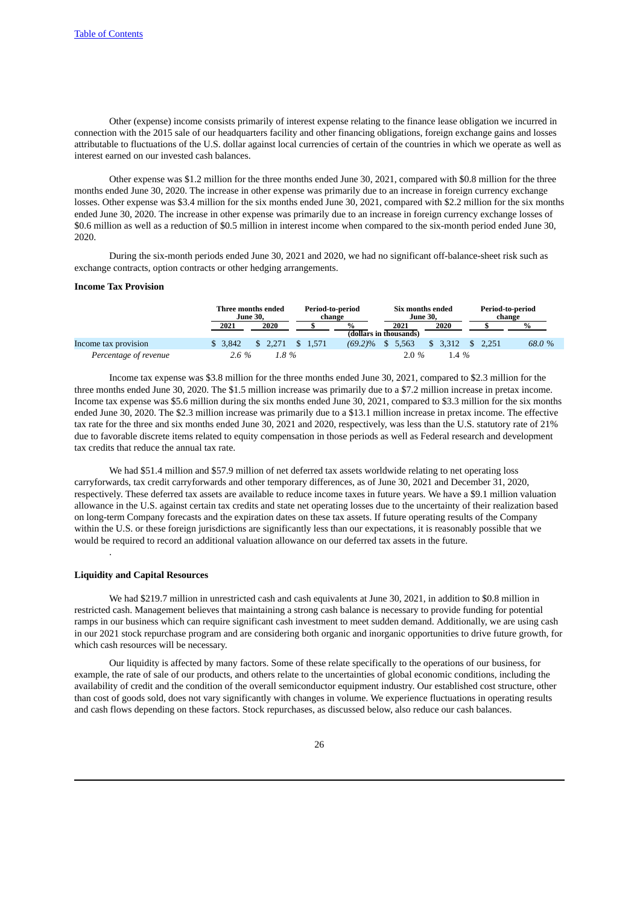Other (expense) income consists primarily of interest expense relating to the finance lease obligation we incurred in connection with the 2015 sale of our headquarters facility and other financing obligations, foreign exchange gains and losses attributable to fluctuations of the U.S. dollar against local currencies of certain of the countries in which we operate as well as interest earned on our invested cash balances.

Other expense was $1.2 million for the three months ended June 30, 2021, compared with $0.8 million for the three months ended June 30, 2020. The increase in other expense was primarily due to an increase in foreign currency exchange losses. Other expense was $3.4 million for the six months ended June 30, 2021, compared with $2.2 million for the six months ended June 30, 2020. The increase in other expense was primarily due to an increase in foreign currency exchange losses of $0.6 million as well as a reduction of $0.5 million in interest income when compared to the six-month period ended June 30, 2020.

During the six-month periods ended June 30, 2021 and 2020, we had no significant off-balance-sheet risk such as exchange contracts, option contracts or other hedging arrangements.

**Income Tax Provision**

| | Three months ended June 30, | | Period-to-period change | | Six months ended June 30, | | Period-to-period change | |
|---|---|---|---|---|---|---|---|---|
| | 2021 | 2020 | $ | % | 2021 | 2020 | $ | % |
| | (dollars in thousands) | | | | | | | |
| Income tax provision | $ 3,842 | $ 2,271 | $ 1,571 | (69.2)% | $ 5,563 | $ 3,312 | $ 2,251 | 68.0 % |
| *Percentage of revenue* | *2.6 %* | *1.8 %* | | | *2.0 %* | *1.4 %* | | |

Income tax expense was $3.8 million for the three months ended June 30, 2021, compared to $2.3 million for the three months ended June 30, 2020. The $1.5 million increase was primarily due to a $7.2 million increase in pretax income. Income tax expense was $5.6 million during the six months ended June 30, 2021, compared to $3.3 million for the six months ended June 30, 2020. The $2.3 million increase was primarily due to a $13.1 million increase in pretax income. The effective tax rate for the three and six months ended June 30, 2021 and 2020, respectively, was less than the U.S. statutory rate of 21% due to favorable discrete items related to equity compensation in those periods as well as Federal research and development tax credits that reduce the annual tax rate.

We had $51.4 million and $57.9 million of net deferred tax assets worldwide relating to net operating loss carryforwards, tax credit carryforwards and other temporary differences, as of June 30, 2021 and December 31, 2020, respectively. These deferred tax assets are available to reduce income taxes in future years. We have a $9.1 million valuation allowance in the U.S. against certain tax credits and state net operating losses due to the uncertainty of their realization based on long-term Company forecasts and the expiration dates on these tax assets. If future operating results of the Company within the U.S. or these foreign jurisdictions are significantly less than our expectations, it is reasonably possible that we would be required to record an additional valuation allowance on our deferred tax assets in the future.

.

**Liquidity and Capital Resources**

We had $219.7 million in unrestricted cash and cash equivalents at June 30, 2021, in addition to $0.8 million in restricted cash. Management believes that maintaining a strong cash balance is necessary to provide funding for potential ramps in our business which can require significant cash investment to meet sudden demand. Additionally, we are using cash in our 2021 stock repurchase program and are considering both organic and inorganic opportunities to drive future growth, for which cash resources will be necessary.

Our liquidity is affected by many factors. Some of these relate specifically to the operations of our business, for example, the rate of sale of our products, and others relate to the uncertainties of global economic conditions, including the availability of credit and the condition of the overall semiconductor equipment industry. Our established cost structure, other than cost of goods sold, does not vary significantly with changes in volume. We experience fluctuations in operating results and cash flows depending on these factors. Stock repurchases, as discussed below, also reduce our cash balances.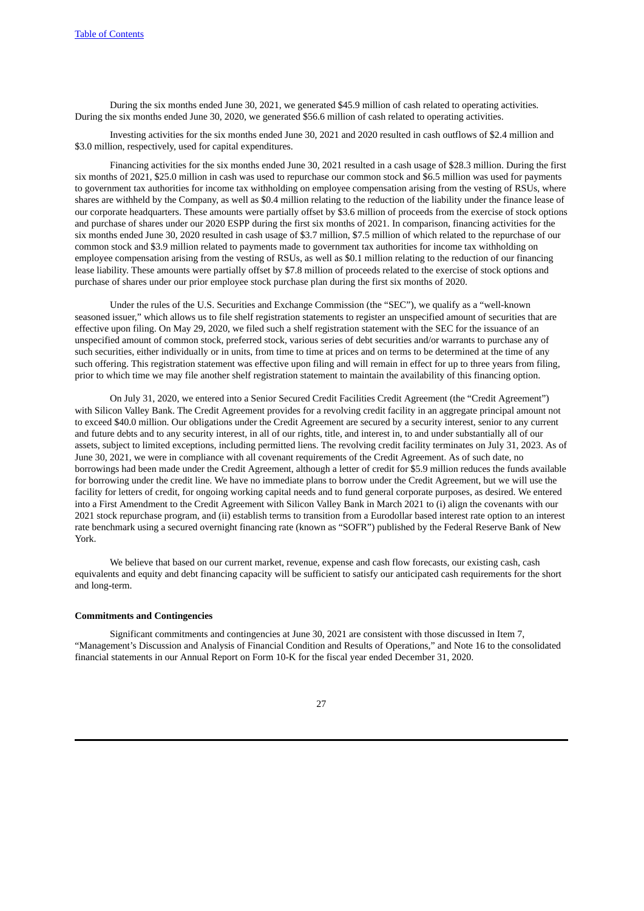During the six months ended June 30, 2021, we generated $45.9 million of cash related to operating activities. During the six months ended June 30, 2020, we generated $56.6 million of cash related to operating activities.

Investing activities for the six months ended June 30, 2021 and 2020 resulted in cash outflows of $2.4 million and $3.0 million, respectively, used for capital expenditures.

Financing activities for the six months ended June 30, 2021 resulted in a cash usage of $28.3 million. During the first six months of 2021, $25.0 million in cash was used to repurchase our common stock and $6.5 million was used for payments to government tax authorities for income tax withholding on employee compensation arising from the vesting of RSUs, where shares are withheld by the Company, as well as $0.4 million relating to the reduction of the liability under the finance lease of our corporate headquarters. These amounts were partially offset by $3.6 million of proceeds from the exercise of stock options and purchase of shares under our 2020 ESPP during the first six months of 2021. In comparison, financing activities for the six months ended June 30, 2020 resulted in cash usage of $3.7 million, $7.5 million of which related to the repurchase of our common stock and $3.9 million related to payments made to government tax authorities for income tax withholding on employee compensation arising from the vesting of RSUs, as well as $0.1 million relating to the reduction of our financing lease liability. These amounts were partially offset by $7.8 million of proceeds related to the exercise of stock options and purchase of shares under our prior employee stock purchase plan during the first six months of 2020.

Under the rules of the U.S. Securities and Exchange Commission (the "SEC"), we qualify as a "well-known seasoned issuer," which allows us to file shelf registration statements to register an unspecified amount of securities that are effective upon filing. On May 29, 2020, we filed such a shelf registration statement with the SEC for the issuance of an unspecified amount of common stock, preferred stock, various series of debt securities and/or warrants to purchase any of such securities, either individually or in units, from time to time at prices and on terms to be determined at the time of any such offering. This registration statement was effective upon filing and will remain in effect for up to three years from filing, prior to which time we may file another shelf registration statement to maintain the availability of this financing option.

On July 31, 2020, we entered into a Senior Secured Credit Facilities Credit Agreement (the "Credit Agreement") with Silicon Valley Bank. The Credit Agreement provides for a revolving credit facility in an aggregate principal amount not to exceed $40.0 million. Our obligations under the Credit Agreement are secured by a security interest, senior to any current and future debts and to any security interest, in all of our rights, title, and interest in, to and under substantially all of our assets, subject to limited exceptions, including permitted liens. The revolving credit facility terminates on July 31, 2023. As of June 30, 2021, we were in compliance with all covenant requirements of the Credit Agreement. As of such date, no borrowings had been made under the Credit Agreement, although a letter of credit for $5.9 million reduces the funds available for borrowing under the credit line. We have no immediate plans to borrow under the Credit Agreement, but we will use the facility for letters of credit, for ongoing working capital needs and to fund general corporate purposes, as desired. We entered into a First Amendment to the Credit Agreement with Silicon Valley Bank in March 2021 to (i) align the covenants with our 2021 stock repurchase program, and (ii) establish terms to transition from a Eurodollar based interest rate option to an interest rate benchmark using a secured overnight financing rate (known as "SOFR") published by the Federal Reserve Bank of New York.

We believe that based on our current market, revenue, expense and cash flow forecasts, our existing cash, cash equivalents and equity and debt financing capacity will be sufficient to satisfy our anticipated cash requirements for the short and long-term.

**Commitments and Contingencies**

Significant commitments and contingencies at June 30, 2021 are consistent with those discussed in Item 7, "Management's Discussion and Analysis of Financial Condition and Results of Operations," and Note 16 to the consolidated financial statements in our Annual Report on Form 10-K for the fiscal year ended December 31, 2020.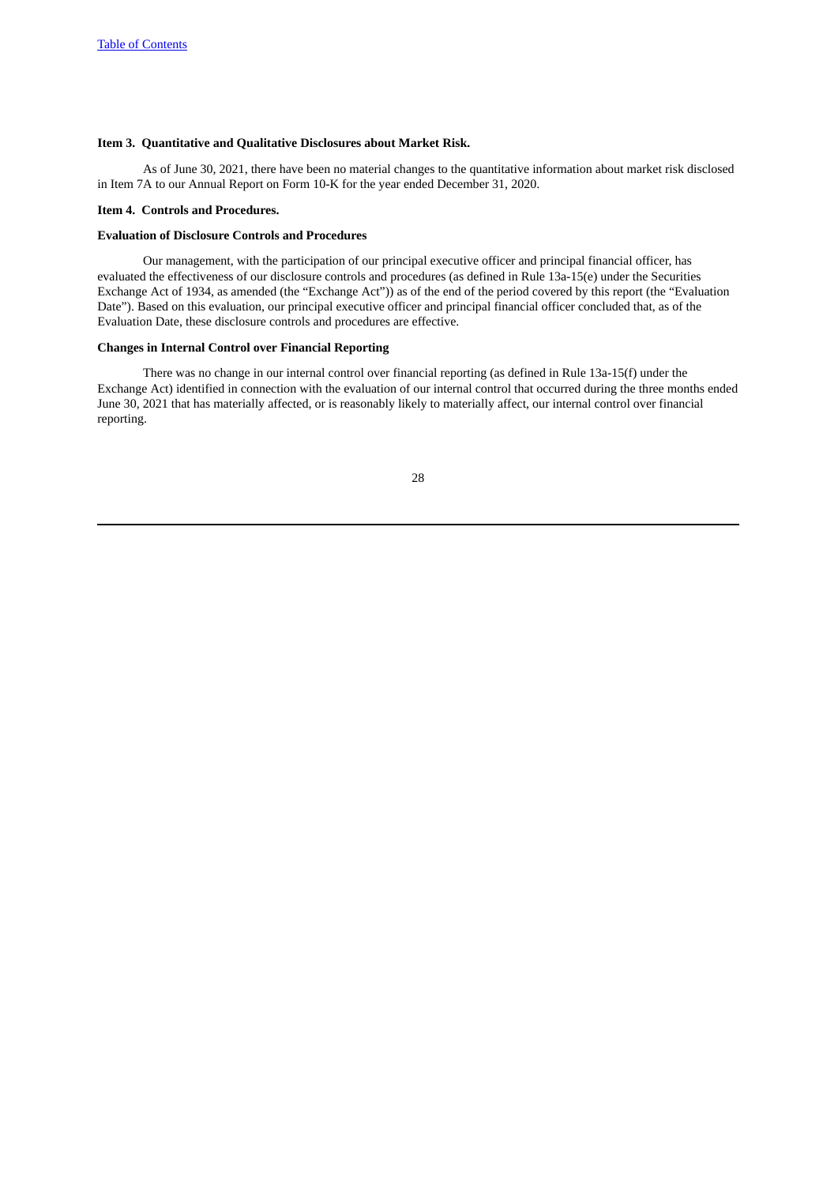### Item 3. Quantitative and Qualitative Disclosures about Market Risk.

As of June 30, 2021, there have been no material changes to the quantitative information about market risk disclosed in Item 7A to our Annual Report on Form 10-K for the year ended December 31, 2020.

### Item 4. Controls and Procedures.

#### Evaluation of Disclosure Controls and Procedures

Our management, with the participation of our principal executive officer and principal financial officer, has evaluated the effectiveness of our disclosure controls and procedures (as defined in Rule 13a-15(e) under the Securities Exchange Act of 1934, as amended (the "Exchange Act")) as of the end of the period covered by this report (the "Evaluation Date"). Based on this evaluation, our principal executive officer and principal financial officer concluded that, as of the Evaluation Date, these disclosure controls and procedures are effective.

#### Changes in Internal Control over Financial Reporting

There was no change in our internal control over financial reporting (as defined in Rule 13a-15(f) under the Exchange Act) identified in connection with the evaluation of our internal control that occurred during the three months ended June 30, 2021 that has materially affected, or is reasonably likely to materially affect, our internal control over financial reporting.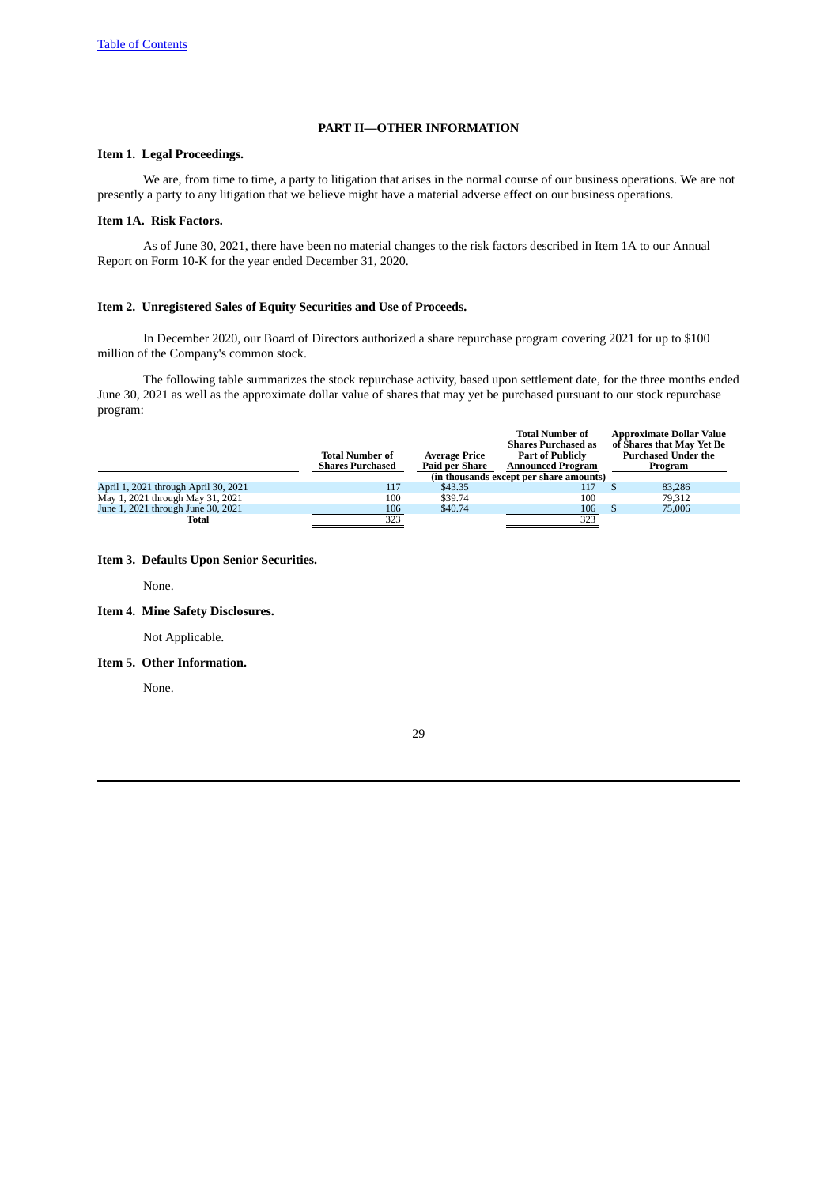# PART II—OTHER INFORMATION

## Item 1. Legal Proceedings.

We are, from time to time, a party to litigation that arises in the normal course of our business operations. We are not presently a party to any litigation that we believe might have a material adverse effect on our business operations.

## Item 1A. Risk Factors.

As of June 30, 2021, there have been no material changes to the risk factors described in Item 1A to our Annual Report on Form 10-K for the year ended December 31, 2020.

## Item 2. Unregistered Sales of Equity Securities and Use of Proceeds.

In December 2020, our Board of Directors authorized a share repurchase program covering 2021 for up to $100 million of the Company's common stock.

The following table summarizes the stock repurchase activity, based upon settlement date, for the three months ended June 30, 2021 as well as the approximate dollar value of shares that may yet be purchased pursuant to our stock repurchase program:

| | Total Number of Shares Purchased | Average Price Paid per Share | Total Number of Shares Purchased as Part of Publicly Announced Program | Approximate Dollar Value of Shares that May Yet Be Purchased Under the Program |
|---|---|---|---|---|
| | (in thousands except per share amounts) | | | |
| April 1, 2021 through April 30, 2021 | 117 | $43.35 | 117 | $ 83,286 |
| May 1, 2021 through May 31, 2021 | 100 | $39.74 | 100 | 79,312 |
| June 1, 2021 through June 30, 2021 | 106 | $40.74 | 106 | $ 75,006 |
| **Total** | 323 | | 323 | |

## Item 3. Defaults Upon Senior Securities.

None.

## Item 4. Mine Safety Disclosures.

Not Applicable.

## Item 5. Other Information.

None.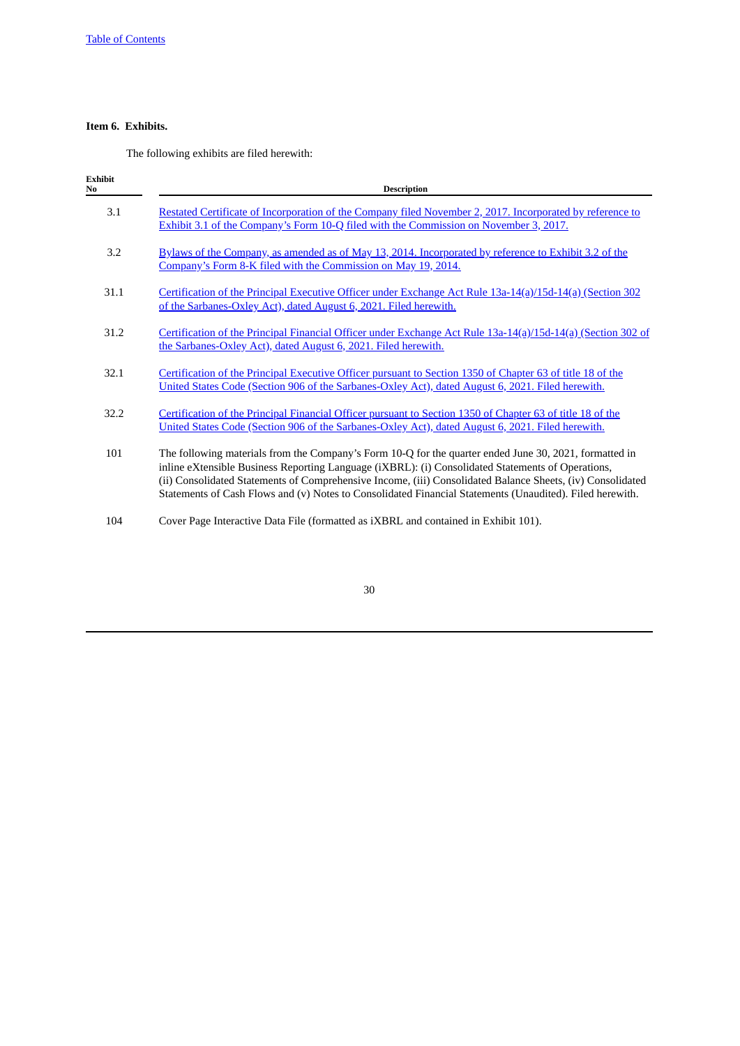### Item 6. Exhibits.

The following exhibits are filed herewith:

| Exhibit No | Description |
|---|---|
| 3.1 | Restated Certificate of Incorporation of the Company filed November 2, 2017. Incorporated by reference to Exhibit 3.1 of the Company's Form 10-Q filed with the Commission on November 3, 2017. |
| 3.2 | Bylaws of the Company, as amended as of May 13, 2014. Incorporated by reference to Exhibit 3.2 of the Company's Form 8-K filed with the Commission on May 19, 2014. |
| 31.1 | Certification of the Principal Executive Officer under Exchange Act Rule 13a-14(a)/15d-14(a) (Section 302 of the Sarbanes-Oxley Act), dated August 6, 2021. Filed herewith. |
| 31.2 | Certification of the Principal Financial Officer under Exchange Act Rule 13a-14(a)/15d-14(a) (Section 302 of the Sarbanes-Oxley Act), dated August 6, 2021. Filed herewith. |
| 32.1 | Certification of the Principal Executive Officer pursuant to Section 1350 of Chapter 63 of title 18 of the United States Code (Section 906 of the Sarbanes-Oxley Act), dated August 6, 2021. Filed herewith. |
| 32.2 | Certification of the Principal Financial Officer pursuant to Section 1350 of Chapter 63 of title 18 of the United States Code (Section 906 of the Sarbanes-Oxley Act), dated August 6, 2021. Filed herewith. |
| 101 | The following materials from the Company's Form 10-Q for the quarter ended June 30, 2021, formatted in inline eXtensible Business Reporting Language (iXBRL): (i) Consolidated Statements of Operations, (ii) Consolidated Statements of Comprehensive Income, (iii) Consolidated Balance Sheets, (iv) Consolidated Statements of Cash Flows and (v) Notes to Consolidated Financial Statements (Unaudited). Filed herewith. |
| 104 | Cover Page Interactive Data File (formatted as iXBRL and contained in Exhibit 101). |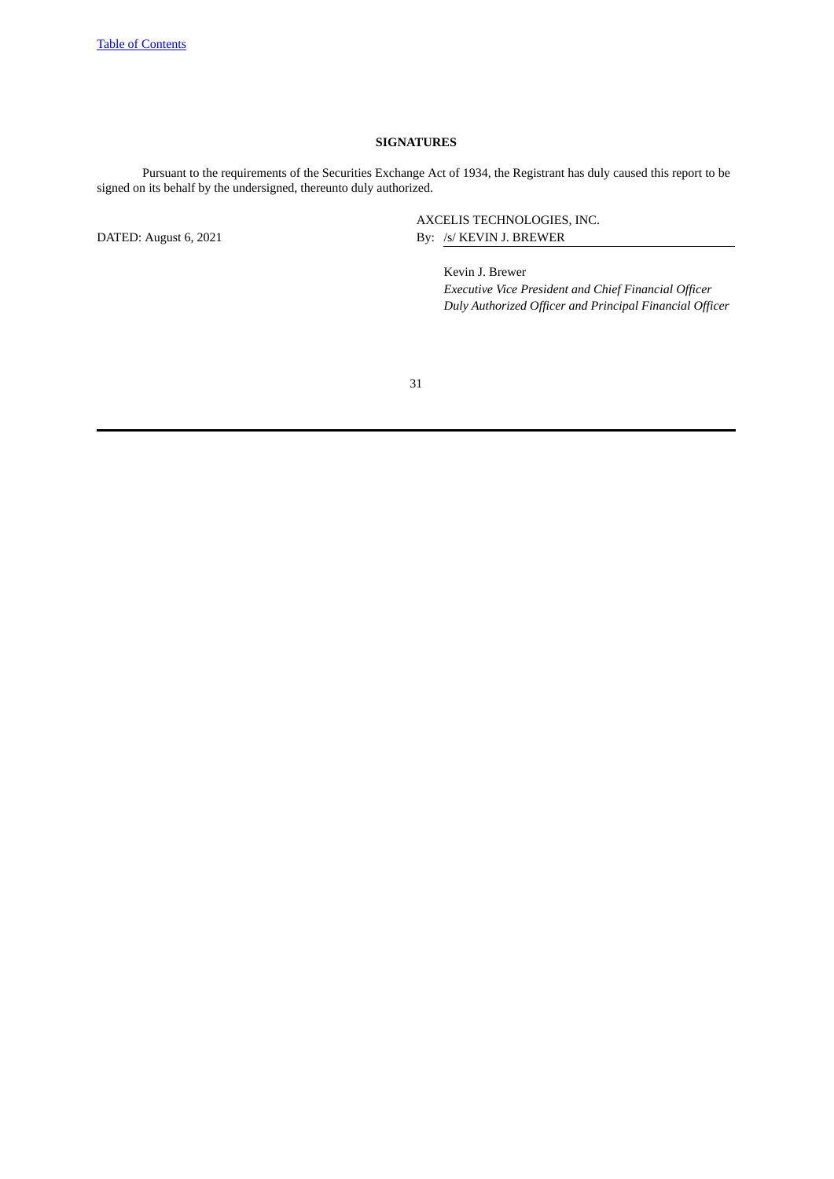**SIGNATURES**

Pursuant to the requirements of the Securities Exchange Act of 1934, the Registrant has duly caused this report to be signed on its behalf by the undersigned, thereunto duly authorized.

AXCELIS TECHNOLOGIES, INC.

DATED: August 6, 2021

By: /s/ KEVIN J. BREWER

Kevin J. Brewer
*Executive Vice President and Chief Financial Officer*
*Duly Authorized Officer and Principal Financial Officer*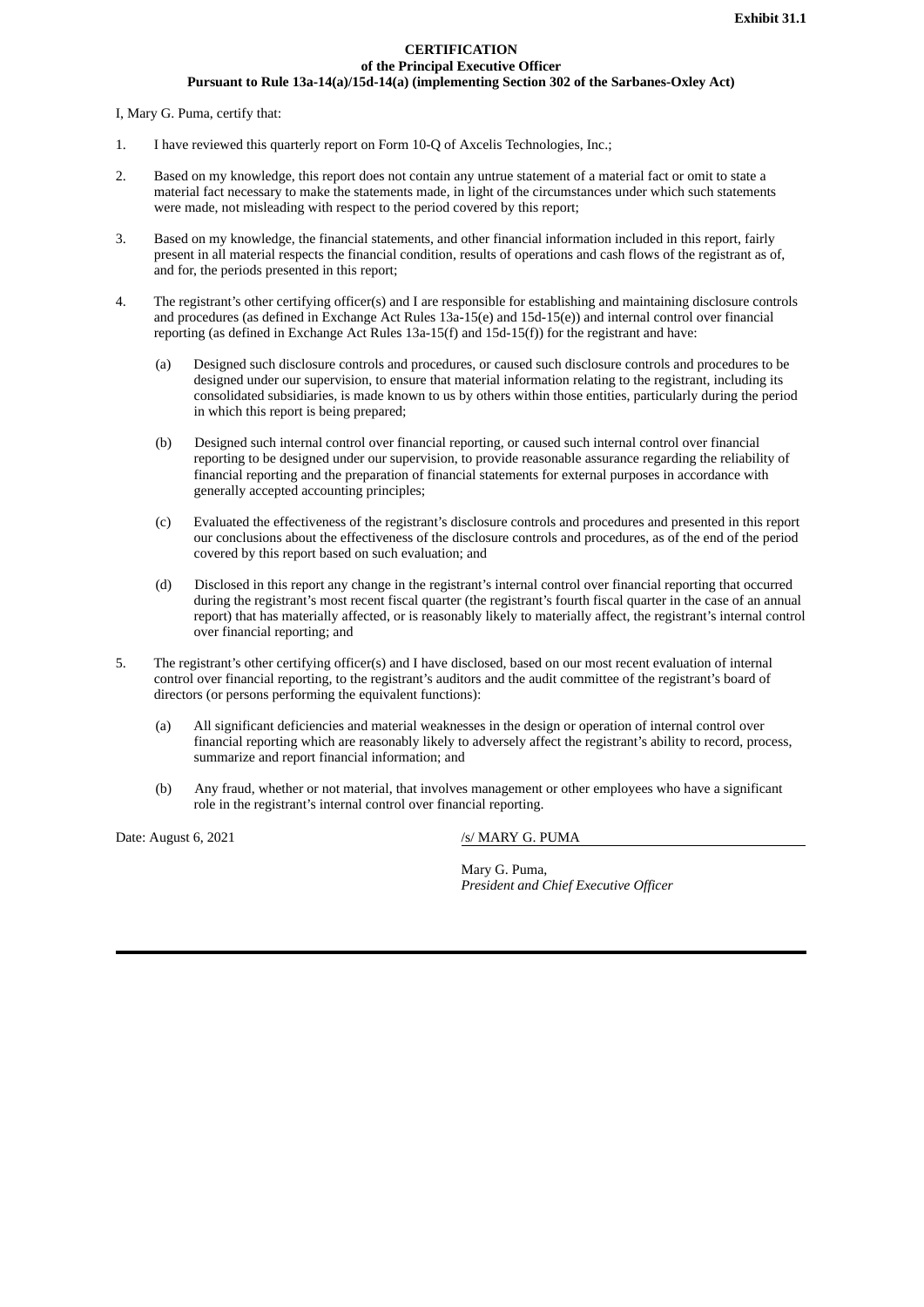**Exhibit 31.1**

**CERTIFICATION**
**of the Principal Executive Officer**
**Pursuant to Rule 13a-14(a)/15d-14(a) (implementing Section 302 of the Sarbanes-Oxley Act)**

I, Mary G. Puma, certify that:

1. I have reviewed this quarterly report on Form 10-Q of Axcelis Technologies, Inc.;

2. Based on my knowledge, this report does not contain any untrue statement of a material fact or omit to state a material fact necessary to make the statements made, in light of the circumstances under which such statements were made, not misleading with respect to the period covered by this report;

3. Based on my knowledge, the financial statements, and other financial information included in this report, fairly present in all material respects the financial condition, results of operations and cash flows of the registrant as of, and for, the periods presented in this report;

4. The registrant's other certifying officer(s) and I are responsible for establishing and maintaining disclosure controls and procedures (as defined in Exchange Act Rules 13a-15(e) and 15d-15(e)) and internal control over financial reporting (as defined in Exchange Act Rules 13a-15(f) and 15d-15(f)) for the registrant and have:

   (a) Designed such disclosure controls and procedures, or caused such disclosure controls and procedures to be designed under our supervision, to ensure that material information relating to the registrant, including its consolidated subsidiaries, is made known to us by others within those entities, particularly during the period in which this report is being prepared;

   (b) Designed such internal control over financial reporting, or caused such internal control over financial reporting to be designed under our supervision, to provide reasonable assurance regarding the reliability of financial reporting and the preparation of financial statements for external purposes in accordance with generally accepted accounting principles;

   (c) Evaluated the effectiveness of the registrant's disclosure controls and procedures and presented in this report our conclusions about the effectiveness of the disclosure controls and procedures, as of the end of the period covered by this report based on such evaluation; and

   (d) Disclosed in this report any change in the registrant's internal control over financial reporting that occurred during the registrant's most recent fiscal quarter (the registrant's fourth fiscal quarter in the case of an annual report) that has materially affected, or is reasonably likely to materially affect, the registrant's internal control over financial reporting; and

5. The registrant's other certifying officer(s) and I have disclosed, based on our most recent evaluation of internal control over financial reporting, to the registrant's auditors and the audit committee of the registrant's board of directors (or persons performing the equivalent functions):

   (a) All significant deficiencies and material weaknesses in the design or operation of internal control over financial reporting which are reasonably likely to adversely affect the registrant's ability to record, process, summarize and report financial information; and

   (b) Any fraud, whether or not material, that involves management or other employees who have a significant role in the registrant's internal control over financial reporting.

Date: August 6, 2021

/s/ MARY G. PUMA

Mary G. Puma,
*President and Chief Executive Officer*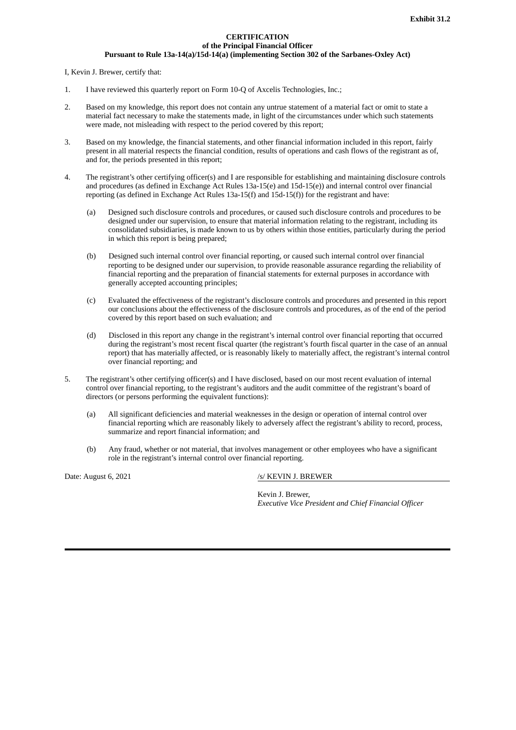**Exhibit 31.2**

**CERTIFICATION**
**of the Principal Financial Officer**
**Pursuant to Rule 13a-14(a)/15d-14(a) (implementing Section 302 of the Sarbanes-Oxley Act)**

I, Kevin J. Brewer, certify that:

1. I have reviewed this quarterly report on Form 10-Q of Axcelis Technologies, Inc.;

2. Based on my knowledge, this report does not contain any untrue statement of a material fact or omit to state a material fact necessary to make the statements made, in light of the circumstances under which such statements were made, not misleading with respect to the period covered by this report;

3. Based on my knowledge, the financial statements, and other financial information included in this report, fairly present in all material respects the financial condition, results of operations and cash flows of the registrant as of, and for, the periods presented in this report;

4. The registrant's other certifying officer(s) and I are responsible for establishing and maintaining disclosure controls and procedures (as defined in Exchange Act Rules 13a-15(e) and 15d-15(e)) and internal control over financial reporting (as defined in Exchange Act Rules 13a-15(f) and 15d-15(f)) for the registrant and have:

   (a) Designed such disclosure controls and procedures, or caused such disclosure controls and procedures to be designed under our supervision, to ensure that material information relating to the registrant, including its consolidated subsidiaries, is made known to us by others within those entities, particularly during the period in which this report is being prepared;

   (b) Designed such internal control over financial reporting, or caused such internal control over financial reporting to be designed under our supervision, to provide reasonable assurance regarding the reliability of financial reporting and the preparation of financial statements for external purposes in accordance with generally accepted accounting principles;

   (c) Evaluated the effectiveness of the registrant's disclosure controls and procedures and presented in this report our conclusions about the effectiveness of the disclosure controls and procedures, as of the end of the period covered by this report based on such evaluation; and

   (d) Disclosed in this report any change in the registrant's internal control over financial reporting that occurred during the registrant's most recent fiscal quarter (the registrant's fourth fiscal quarter in the case of an annual report) that has materially affected, or is reasonably likely to materially affect, the registrant's internal control over financial reporting; and

5. The registrant's other certifying officer(s) and I have disclosed, based on our most recent evaluation of internal control over financial reporting, to the registrant's auditors and the audit committee of the registrant's board of directors (or persons performing the equivalent functions):

   (a) All significant deficiencies and material weaknesses in the design or operation of internal control over financial reporting which are reasonably likely to adversely affect the registrant's ability to record, process, summarize and report financial information; and

   (b) Any fraud, whether or not material, that involves management or other employees who have a significant role in the registrant's internal control over financial reporting.

Date: August 6, 2021

/s/ KEVIN J. BREWER

Kevin J. Brewer,
*Executive Vice President and Chief Financial Officer*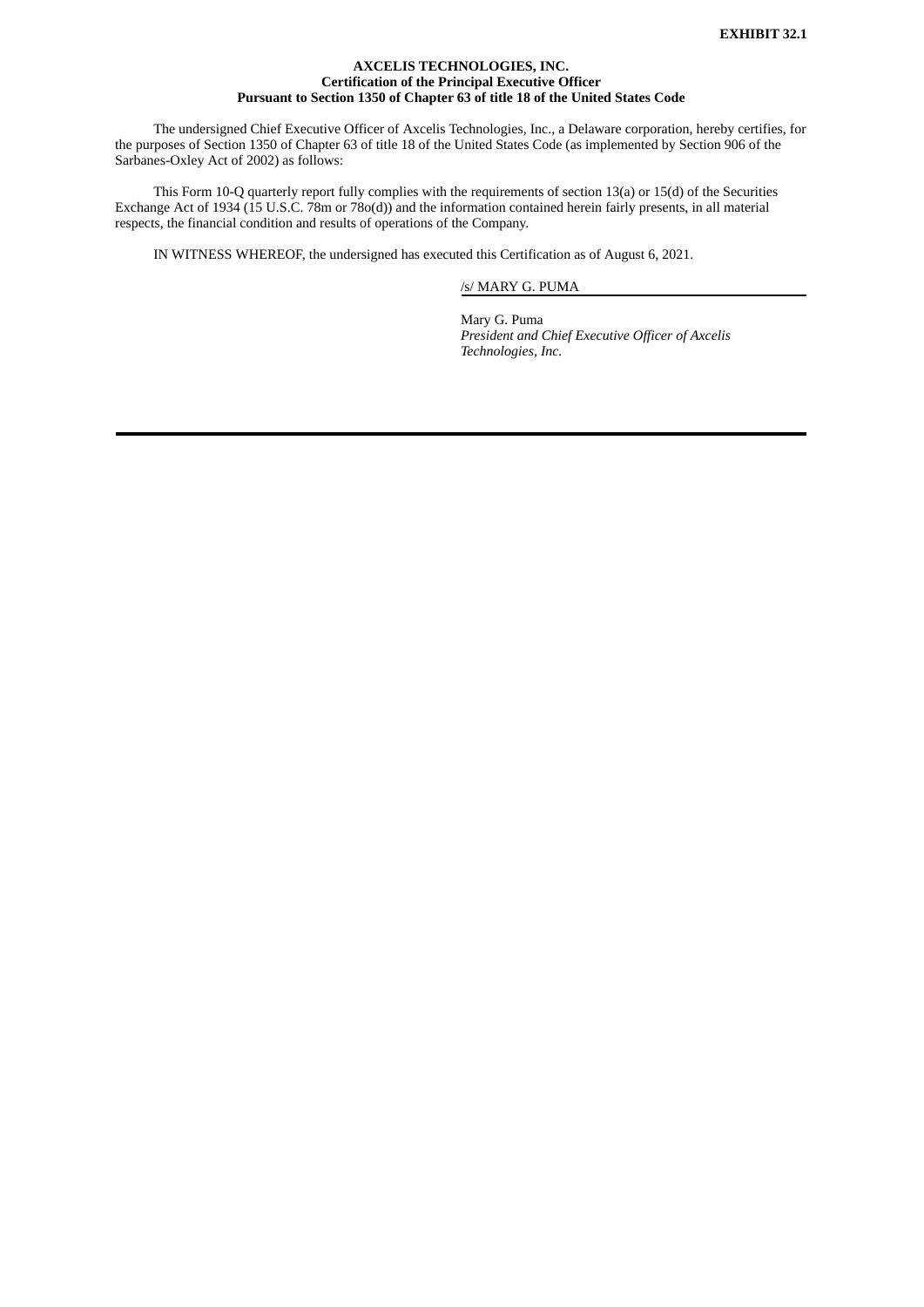**EXHIBIT 32.1**

**AXCELIS TECHNOLOGIES, INC.**
**Certification of the Principal Executive Officer**
**Pursuant to Section 1350 of Chapter 63 of title 18 of the United States Code**

The undersigned Chief Executive Officer of Axcelis Technologies, Inc., a Delaware corporation, hereby certifies, for the purposes of Section 1350 of Chapter 63 of title 18 of the United States Code (as implemented by Section 906 of the Sarbanes-Oxley Act of 2002) as follows:

This Form 10-Q quarterly report fully complies with the requirements of section 13(a) or 15(d) of the Securities Exchange Act of 1934 (15 U.S.C. 78m or 78o(d)) and the information contained herein fairly presents, in all material respects, the financial condition and results of operations of the Company.

IN WITNESS WHEREOF, the undersigned has executed this Certification as of August 6, 2021.

/s/ MARY G. PUMA

Mary G. Puma
*President and Chief Executive Officer of Axcelis Technologies, Inc.*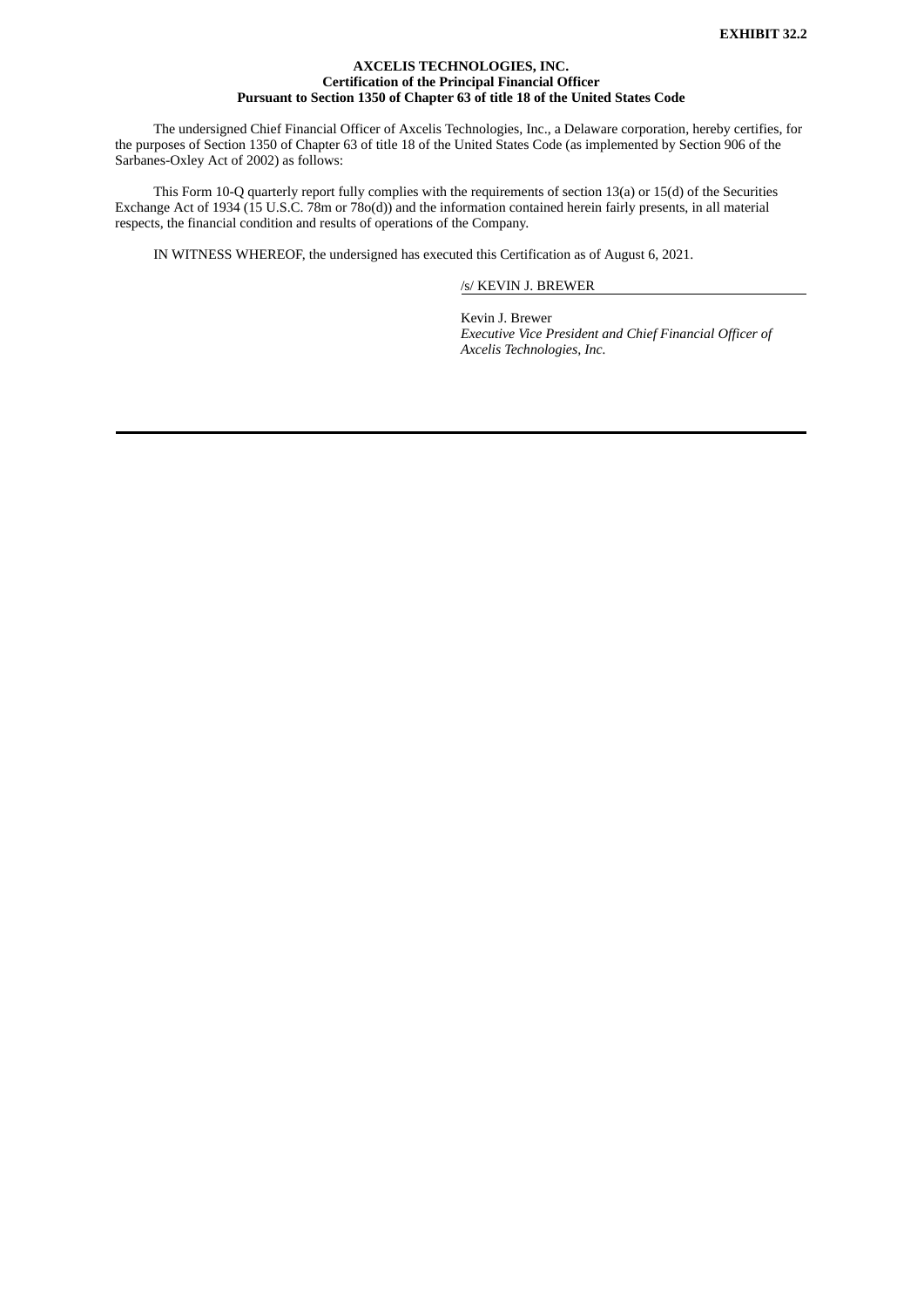**EXHIBIT 32.2**

**AXCELIS TECHNOLOGIES, INC.**
**Certification of the Principal Financial Officer**
**Pursuant to Section 1350 of Chapter 63 of title 18 of the United States Code**

The undersigned Chief Financial Officer of Axcelis Technologies, Inc., a Delaware corporation, hereby certifies, for the purposes of Section 1350 of Chapter 63 of title 18 of the United States Code (as implemented by Section 906 of the Sarbanes-Oxley Act of 2002) as follows:

This Form 10-Q quarterly report fully complies with the requirements of section 13(a) or 15(d) of the Securities Exchange Act of 1934 (15 U.S.C. 78m or 78o(d)) and the information contained herein fairly presents, in all material respects, the financial condition and results of operations of the Company.

IN WITNESS WHEREOF, the undersigned has executed this Certification as of August 6, 2021.

/s/ KEVIN J. BREWER

Kevin J. Brewer
*Executive Vice President and Chief Financial Officer of Axcelis Technologies, Inc.*